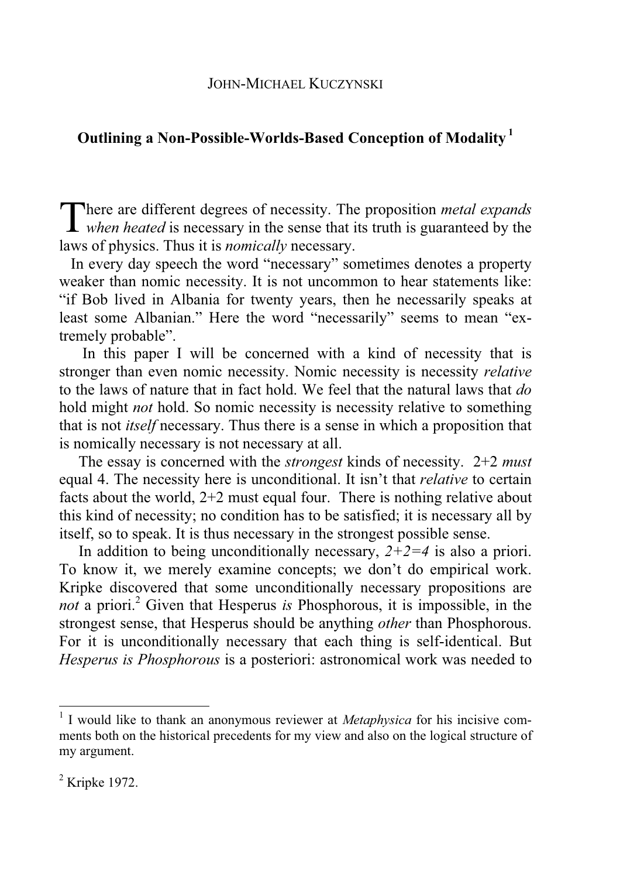JOHN-MICHAEL KUCZYNSKI

# Outlining a Non-Possible-Worlds-Based Conception of Modality [1]

There are different degrees of necessity. The proposition *metal expands when heated* is necessary in the sense that its truth is guaranteed by the laws of physics. Thus it is *nomically* necessary.

In every day speech the word "necessary" sometimes denotes a property weaker than nomic necessity. It is not uncommon to hear statements like: "if Bob lived in Albania for twenty years, then he necessarily speaks at least some Albanian." Here the word "necessarily" seems to mean "extremely probable".

In this paper I will be concerned with a kind of necessity that is stronger than even nomic necessity. Nomic necessity is necessity *relative* to the laws of nature that in fact hold. We feel that the natural laws that *do* hold might *not* hold. So nomic necessity is necessity relative to something that is not *itself* necessary. Thus there is a sense in which a proposition that is nomically necessary is not necessary at all.

The essay is concerned with the *strongest* kinds of necessity. 2+2 *must* equal 4. The necessity here is unconditional. It isn't that *relative* to certain facts about the world, 2+2 must equal four. There is nothing relative about this kind of necessity; no condition has to be satisfied; it is necessary all by itself, so to speak. It is thus necessary in the strongest possible sense.

In addition to being unconditionally necessary, *2+2=4* is also a priori. To know it, we merely examine concepts; we don't do empirical work. Kripke discovered that some unconditionally necessary propositions are *not* a priori.[2] Given that Hesperus *is* Phosphorous, it is impossible, in the strongest sense, that Hesperus should be anything *other* than Phosphorous. For it is unconditionally necessary that each thing is self-identical. But *Hesperus is Phosphorous* is a posteriori: astronomical work was needed to

---

[1] I would like to thank an anonymous reviewer at *Metaphysica* for his incisive comments both on the historical precedents for my view and also on the logical structure of my argument.

[2] Kripke 1972.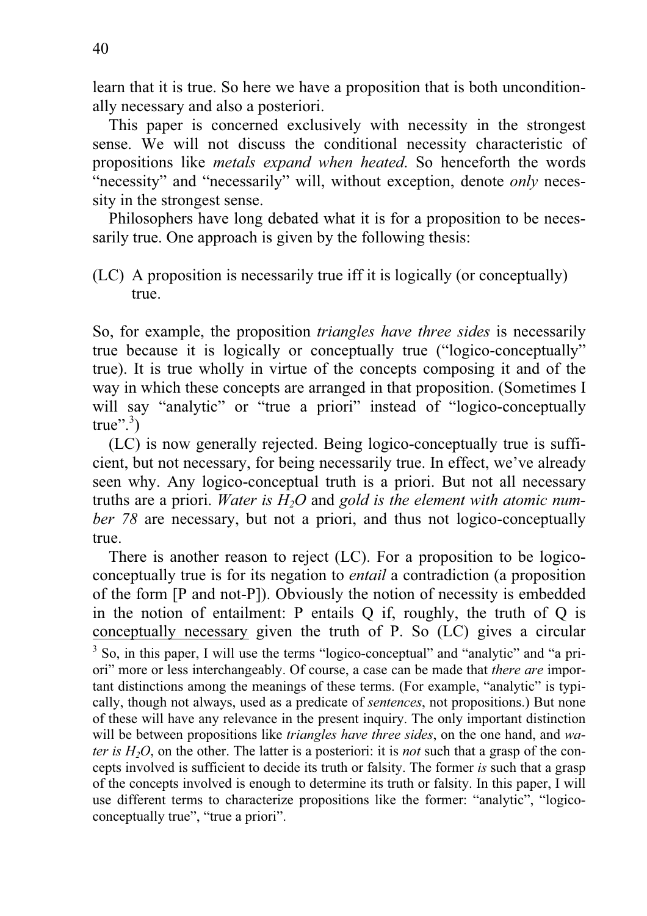learn that it is true. So here we have a proposition that is both unconditionally necessary and also a posteriori.

This paper is concerned exclusively with necessity in the strongest sense. We will not discuss the conditional necessity characteristic of propositions like *metals expand when heated*. So henceforth the words "necessity" and "necessarily" will, without exception, denote *only* necessity in the strongest sense.

Philosophers have long debated what it is for a proposition to be necessarily true. One approach is given by the following thesis:

(LC) A proposition is necessarily true iff it is logically (or conceptually) true.

So, for example, the proposition *triangles have three sides* is necessarily true because it is logically or conceptually true ("logico-conceptually" true). It is true wholly in virtue of the concepts composing it and of the way in which these concepts are arranged in that proposition. (Sometimes I will say "analytic" or "true a priori" instead of "logico-conceptually true".[3])

(LC) is now generally rejected. Being logico-conceptually true is sufficient, but not necessary, for being necessarily true. In effect, we've already seen why. Any logico-conceptual truth is a priori. But not all necessary truths are a priori. *Water is $H_2O$* and *gold is the element with atomic number 78* are necessary, but not a priori, and thus not logico-conceptually true.

There is another reason to reject (LC). For a proposition to be logico-conceptually true is for its negation to *entail* a contradiction (a proposition of the form [P and not-P]). Obviously the notion of necessity is embedded in the notion of entailment: P entails Q if, roughly, the truth of Q is conceptually necessary given the truth of P. So (LC) gives a circular

[3] So, in this paper, I will use the terms "logico-conceptual" and "analytic" and "a priori" more or less interchangeably. Of course, a case can be made that *there are* important distinctions among the meanings of these terms. (For example, "analytic" is typically, though not always, used as a predicate of *sentences*, not propositions.) But none of these will have any relevance in the present inquiry. The only important distinction will be between propositions like *triangles have three sides*, on the one hand, and *water is $H_2O$*, on the other. The latter is a posteriori: it is *not* such that a grasp of the concepts involved is sufficient to decide its truth or falsity. The former *is* such that a grasp of the concepts involved is enough to determine its truth or falsity. In this paper, I will use different terms to characterize propositions like the former: "analytic", "logico-conceptually true", "true a priori".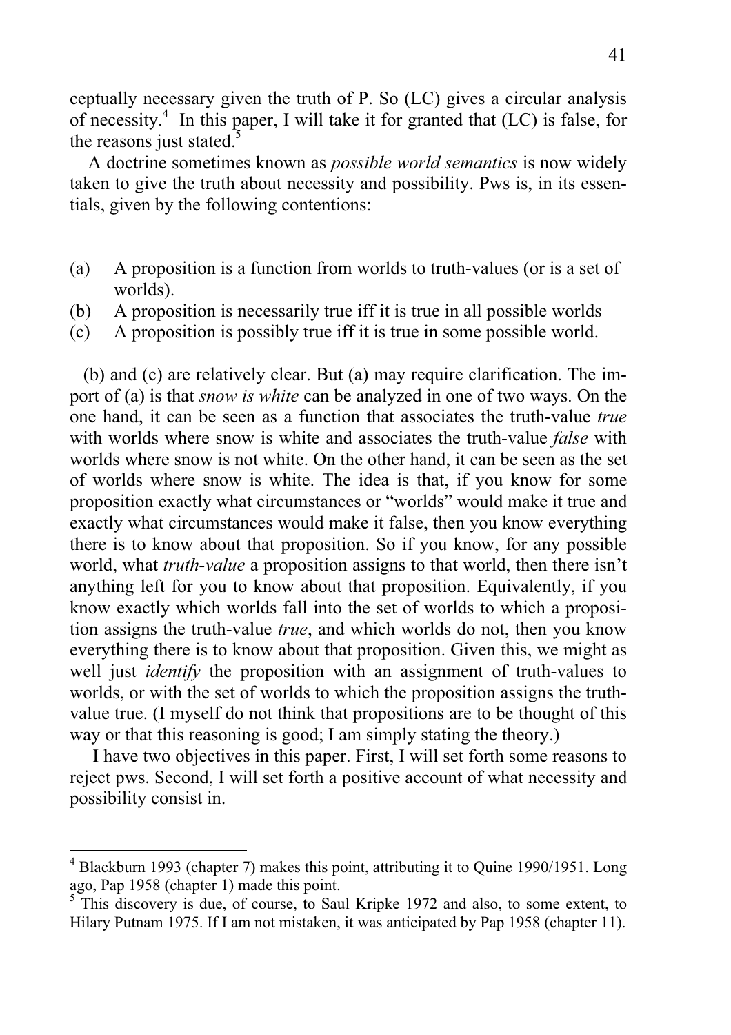ceptually necessary given the truth of P. So (LC) gives a circular analysis of necessity.[4] In this paper, I will take it for granted that (LC) is false, for the reasons just stated.[5]

A doctrine sometimes known as *possible world semantics* is now widely taken to give the truth about necessity and possibility. Pws is, in its essentials, given by the following contentions:

(a) A proposition is a function from worlds to truth-values (or is a set of worlds).
(b) A proposition is necessarily true iff it is true in all possible worlds
(c) A proposition is possibly true iff it is true in some possible world.

(b) and (c) are relatively clear. But (a) may require clarification. The import of (a) is that *snow is white* can be analyzed in one of two ways. On the one hand, it can be seen as a function that associates the truth-value *true* with worlds where snow is white and associates the truth-value *false* with worlds where snow is not white. On the other hand, it can be seen as the set of worlds where snow is white. The idea is that, if you know for some proposition exactly what circumstances or "worlds" would make it true and exactly what circumstances would make it false, then you know everything there is to know about that proposition. So if you know, for any possible world, what *truth-value* a proposition assigns to that world, then there isn't anything left for you to know about that proposition. Equivalently, if you know exactly which worlds fall into the set of worlds to which a proposition assigns the truth-value *true*, and which worlds do not, then you know everything there is to know about that proposition. Given this, we might as well just *identify* the proposition with an assignment of truth-values to worlds, or with the set of worlds to which the proposition assigns the truth-value true. (I myself do not think that propositions are to be thought of this way or that this reasoning is good; I am simply stating the theory.)

I have two objectives in this paper. First, I will set forth some reasons to reject pws. Second, I will set forth a positive account of what necessity and possibility consist in.

---

[4] Blackburn 1993 (chapter 7) makes this point, attributing it to Quine 1990/1951. Long ago, Pap 1958 (chapter 1) made this point.

[5] This discovery is due, of course, to Saul Kripke 1972 and also, to some extent, to Hilary Putnam 1975. If I am not mistaken, it was anticipated by Pap 1958 (chapter 11).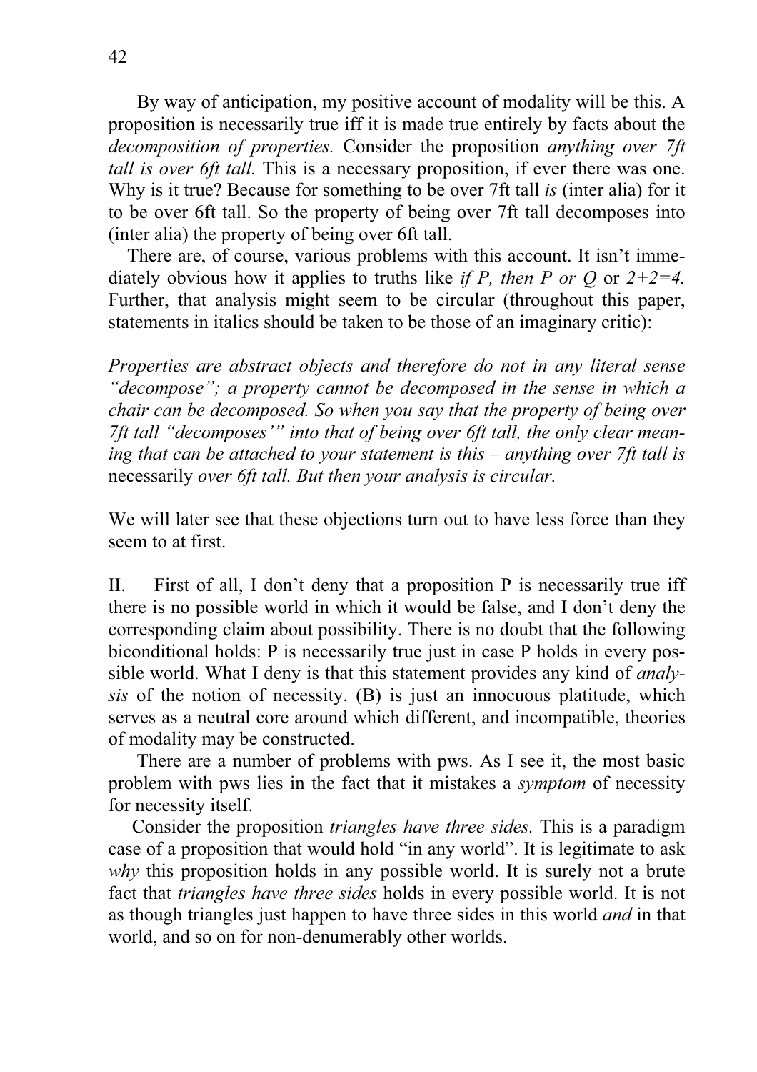By way of anticipation, my positive account of modality will be this. A proposition is necessarily true iff it is made true entirely by facts about the *decomposition of properties.* Consider the proposition *anything over 7ft tall is over 6ft tall.* This is a necessary proposition, if ever there was one. Why is it true? Because for something to be over 7ft tall *is* (inter alia) for it to be over 6ft tall. So the property of being over 7ft tall decomposes into (inter alia) the property of being over 6ft tall.

There are, of course, various problems with this account. It isn't immediately obvious how it applies to truths like *if P, then P or Q* or *2+2=4.* Further, that analysis might seem to be circular (throughout this paper, statements in italics should be taken to be those of an imaginary critic):

*Properties are abstract objects and therefore do not in any literal sense "decompose"; a property cannot be decomposed in the sense in which a chair can be decomposed. So when you say that the property of being over 7ft tall "decomposes'" into that of being over 6ft tall, the only clear meaning that can be attached to your statement is this – anything over 7ft tall is* necessarily *over 6ft tall. But then your analysis is circular.*

We will later see that these objections turn out to have less force than they seem to at first.

II. First of all, I don't deny that a proposition P is necessarily true iff there is no possible world in which it would be false, and I don't deny the corresponding claim about possibility. There is no doubt that the following biconditional holds: P is necessarily true just in case P holds in every possible world. What I deny is that this statement provides any kind of *analysis* of the notion of necessity. (B) is just an innocuous platitude, which serves as a neutral core around which different, and incompatible, theories of modality may be constructed.

There are a number of problems with pws. As I see it, the most basic problem with pws lies in the fact that it mistakes a *symptom* of necessity for necessity itself.

Consider the proposition *triangles have three sides.* This is a paradigm case of a proposition that would hold "in any world". It is legitimate to ask *why* this proposition holds in any possible world. It is surely not a brute fact that *triangles have three sides* holds in every possible world. It is not as though triangles just happen to have three sides in this world *and* in that world, and so on for non-denumerably other worlds.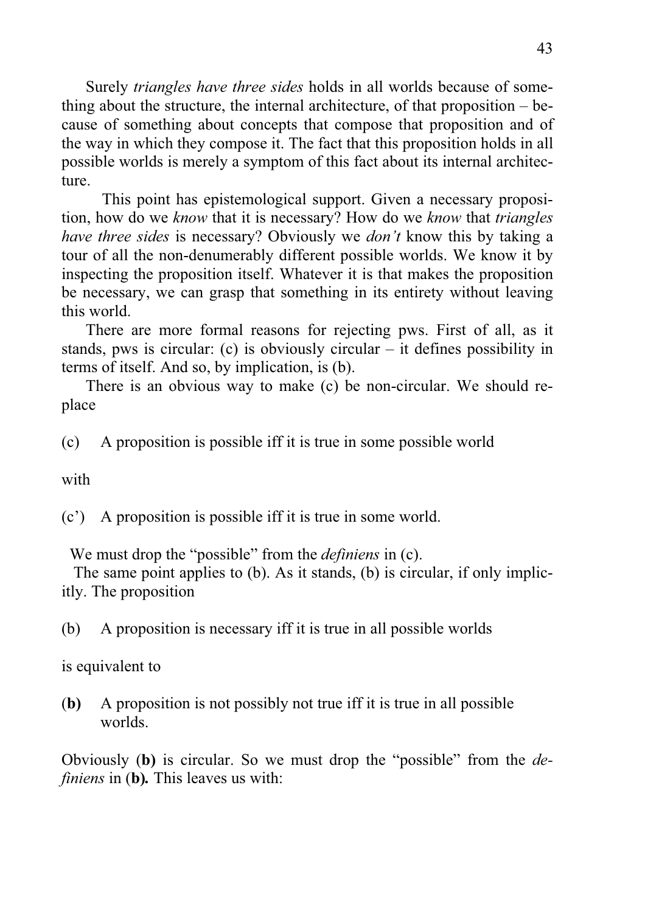Surely *triangles have three sides* holds in all worlds because of something about the structure, the internal architecture, of that proposition – because of something about concepts that compose that proposition and of the way in which they compose it. The fact that this proposition holds in all possible worlds is merely a symptom of this fact about its internal architecture.

This point has epistemological support. Given a necessary proposition, how do we *know* that it is necessary? How do we *know* that *triangles have three sides* is necessary? Obviously we *don't* know this by taking a tour of all the non-denumerably different possible worlds. We know it by inspecting the proposition itself. Whatever it is that makes the proposition be necessary, we can grasp that something in its entirety without leaving this world.

There are more formal reasons for rejecting pws. First of all, as it stands, pws is circular: (c) is obviously circular – it defines possibility in terms of itself. And so, by implication, is (b).

There is an obvious way to make (c) be non-circular. We should replace

(c) A proposition is possible iff it is true in some possible world

with

(c') A proposition is possible iff it is true in some world.

We must drop the "possible" from the *definiens* in (c).

The same point applies to (b). As it stands, (b) is circular, if only implicitly. The proposition

(b) A proposition is necessary iff it is true in all possible worlds

is equivalent to

(**b**) A proposition is not possibly not true iff it is true in all possible worlds.

Obviously (**b**) is circular. So we must drop the "possible" from the *definiens* in (**b**)**.** This leaves us with: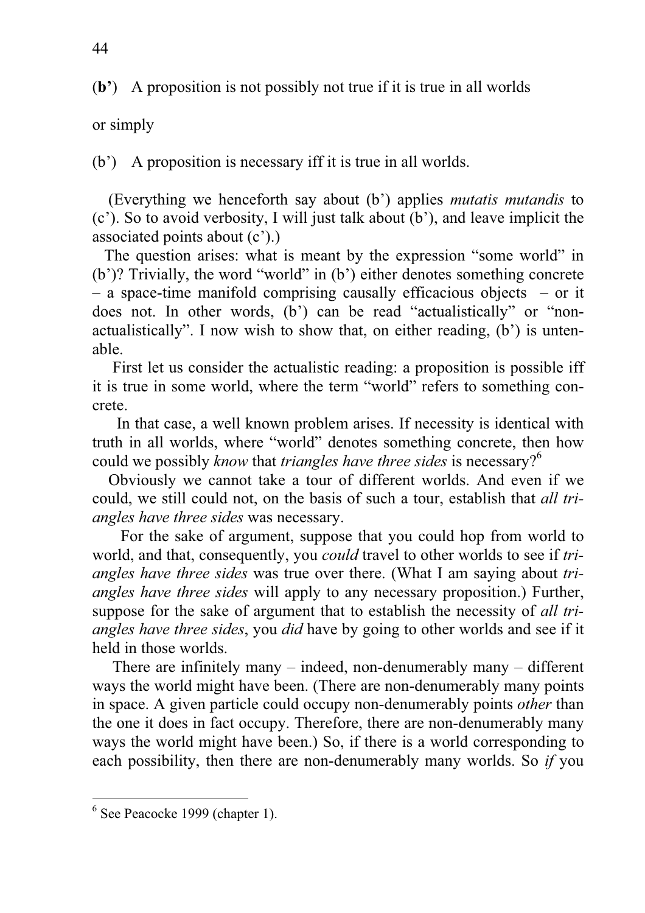(**b'**) A proposition is not possibly not true if it is true in all worlds

or simply

(b') A proposition is necessary iff it is true in all worlds.

(Everything we henceforth say about (b') applies *mutatis mutandis* to (c'). So to avoid verbosity, I will just talk about (b'), and leave implicit the associated points about (c').)

The question arises: what is meant by the expression "some world" in (b')? Trivially, the word "world" in (b') either denotes something concrete – a space-time manifold comprising causally efficacious objects – or it does not. In other words, (b') can be read "actualistically" or "non-actualistically". I now wish to show that, on either reading, (b') is untenable.

First let us consider the actualistic reading: a proposition is possible iff it is true in some world, where the term "world" refers to something concrete.

In that case, a well known problem arises. If necessity is identical with truth in all worlds, where "world" denotes something concrete, then how could we possibly *know* that *triangles have three sides* is necessary?[6]

Obviously we cannot take a tour of different worlds. And even if we could, we still could not, on the basis of such a tour, establish that *all triangles have three sides* was necessary.

For the sake of argument, suppose that you could hop from world to world, and that, consequently, you *could* travel to other worlds to see if *triangles have three sides* was true over there. (What I am saying about *triangles have three sides* will apply to any necessary proposition.) Further, suppose for the sake of argument that to establish the necessity of *all triangles have three sides*, you *did* have by going to other worlds and see if it held in those worlds.

There are infinitely many – indeed, non-denumerably many – different ways the world might have been. (There are non-denumerably many points in space. A given particle could occupy non-denumerably points *other* than the one it does in fact occupy. Therefore, there are non-denumerably many ways the world might have been.) So, if there is a world corresponding to each possibility, then there are non-denumerably many worlds. So *if* you

---

[6] See Peacocke 1999 (chapter 1).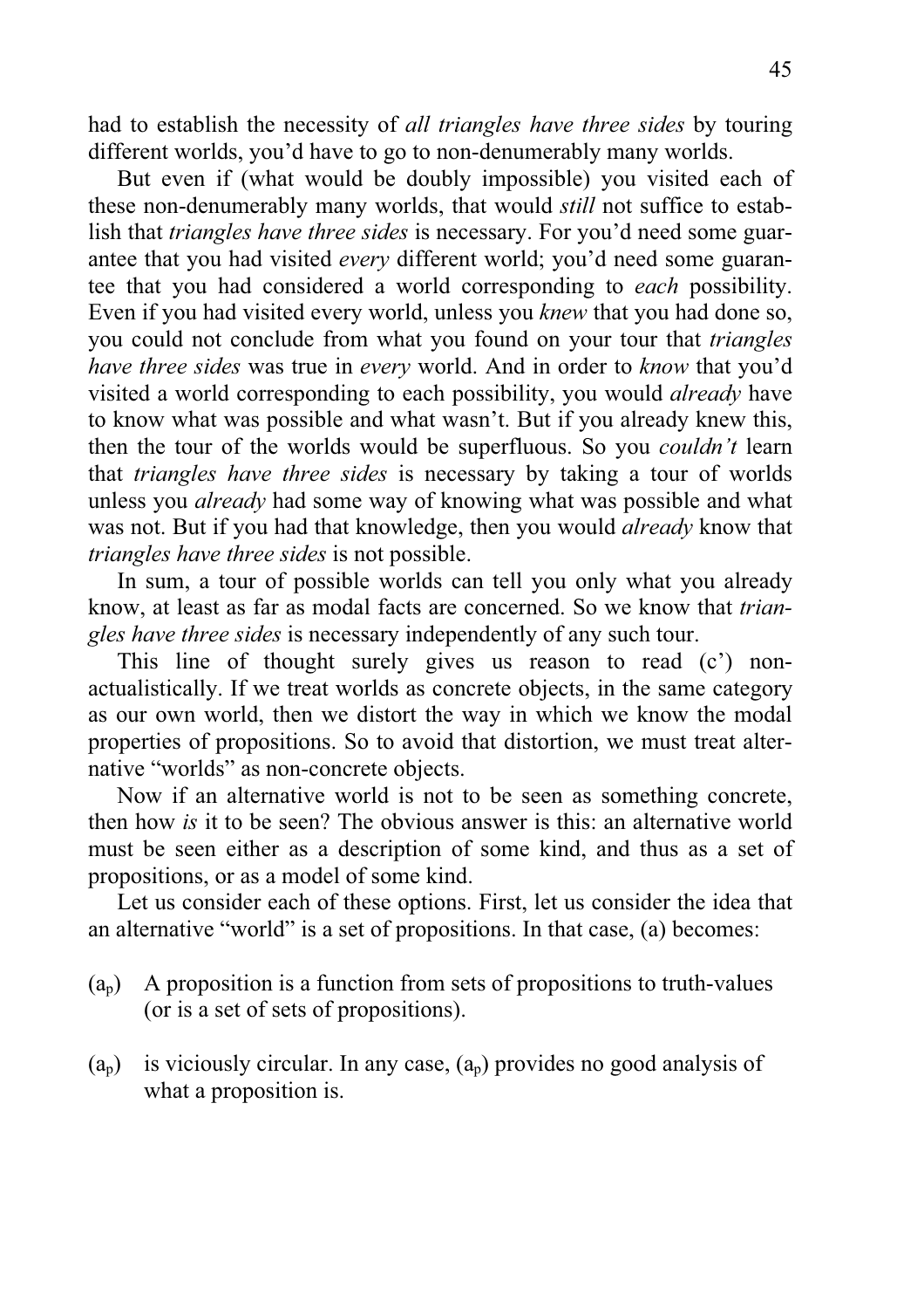had to establish the necessity of *all triangles have three sides* by touring different worlds, you'd have to go to non-denumerably many worlds.

But even if (what would be doubly impossible) you visited each of these non-denumerably many worlds, that would *still* not suffice to establish that *triangles have three sides* is necessary. For you'd need some guarantee that you had visited *every* different world; you'd need some guarantee that you had considered a world corresponding to *each* possibility. Even if you had visited every world, unless you *knew* that you had done so, you could not conclude from what you found on your tour that *triangles have three sides* was true in *every* world. And in order to *know* that you'd visited a world corresponding to each possibility, you would *already* have to know what was possible and what wasn't. But if you already knew this, then the tour of the worlds would be superfluous. So you *couldn't* learn that *triangles have three sides* is necessary by taking a tour of worlds unless you *already* had some way of knowing what was possible and what was not. But if you had that knowledge, then you would *already* know that *triangles have three sides* is not possible.

In sum, a tour of possible worlds can tell you only what you already know, at least as far as modal facts are concerned. So we know that *triangles have three sides* is necessary independently of any such tour.

This line of thought surely gives us reason to read (c') non-actualistically. If we treat worlds as concrete objects, in the same category as our own world, then we distort the way in which we know the modal properties of propositions. So to avoid that distortion, we must treat alternative "worlds" as non-concrete objects.

Now if an alternative world is not to be seen as something concrete, then how *is* it to be seen? The obvious answer is this: an alternative world must be seen either as a description of some kind, and thus as a set of propositions, or as a model of some kind.

Let us consider each of these options. First, let us consider the idea that an alternative "world" is a set of propositions. In that case, (a) becomes:

($a_p$) A proposition is a function from sets of propositions to truth-values (or is a set of sets of propositions).

($a_p$) is viciously circular. In any case, ($a_p$) provides no good analysis of what a proposition is.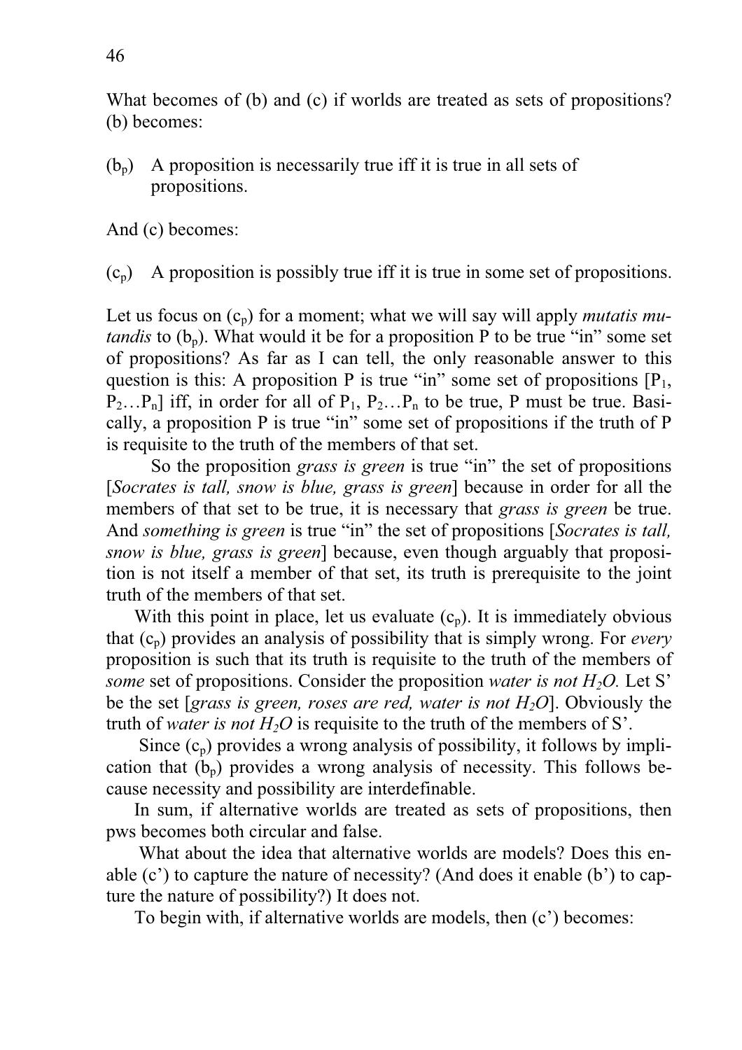What becomes of (b) and (c) if worlds are treated as sets of propositions? (b) becomes:

($b_p$) A proposition is necessarily true iff it is true in all sets of propositions.

And (c) becomes:

($c_p$) A proposition is possibly true iff it is true in some set of propositions.

Let us focus on ($c_p$) for a moment; what we will say will apply *mutatis mutandis* to ($b_p$). What would it be for a proposition P to be true "in" some set of propositions? As far as I can tell, the only reasonable answer to this question is this: A proposition P is true "in" some set of propositions [$P_1$, $P_2$…$P_n$] iff, in order for all of $P_1$, $P_2$…$P_n$ to be true, P must be true. Basically, a proposition P is true "in" some set of propositions if the truth of P is requisite to the truth of the members of that set.

So the proposition *grass is green* is true "in" the set of propositions [*Socrates is tall, snow is blue, grass is green*] because in order for all the members of that set to be true, it is necessary that *grass is green* be true. And *something is green* is true "in" the set of propositions [*Socrates is tall, snow is blue, grass is green*] because, even though arguably that proposition is not itself a member of that set, its truth is prerequisite to the joint truth of the members of that set.

With this point in place, let us evaluate ($c_p$). It is immediately obvious that ($c_p$) provides an analysis of possibility that is simply wrong. For *every* proposition is such that its truth is requisite to the truth of the members of *some* set of propositions. Consider the proposition *water is not $H_2O$.* Let S' be the set [*grass is green, roses are red, water is not $H_2O$*]. Obviously the truth of *water is not $H_2O$* is requisite to the truth of the members of S'.

Since ($c_p$) provides a wrong analysis of possibility, it follows by implication that ($b_p$) provides a wrong analysis of necessity. This follows because necessity and possibility are interdefinable.

In sum, if alternative worlds are treated as sets of propositions, then pws becomes both circular and false.

What about the idea that alternative worlds are models? Does this enable (c') to capture the nature of necessity? (And does it enable (b') to capture the nature of possibility?) It does not.

To begin with, if alternative worlds are models, then (c') becomes: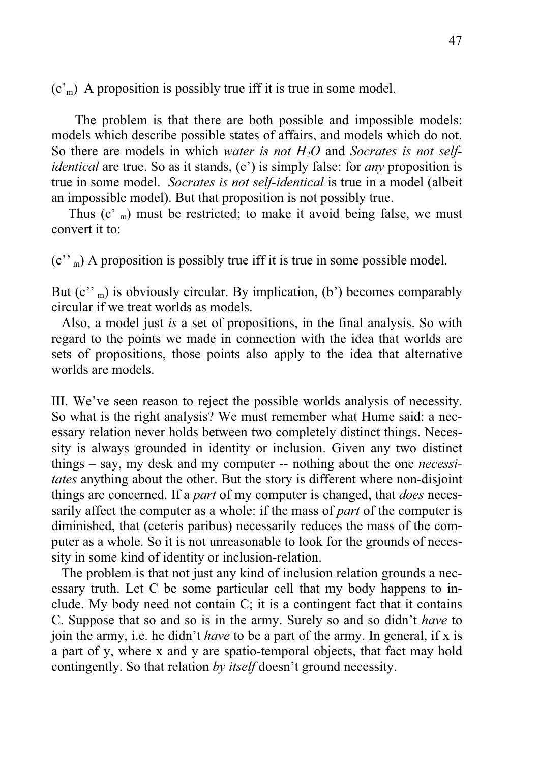($c'_m$) A proposition is possibly true iff it is true in some model.

The problem is that there are both possible and impossible models: models which describe possible states of affairs, and models which do not. So there are models in which *water is not $H_2O$* and *Socrates is not self-identical* are true. So as it stands, (c') is simply false: for *any* proposition is true in some model. *Socrates is not self-identical* is true in a model (albeit an impossible model). But that proposition is not possibly true.

Thus ($c'_m$) must be restricted; to make it avoid being false, we must convert it to:

($c''_m$) A proposition is possibly true iff it is true in some possible model.

But ($c''_m$) is obviously circular. By implication, (b') becomes comparably circular if we treat worlds as models.

Also, a model just *is* a set of propositions, in the final analysis. So with regard to the points we made in connection with the idea that worlds are sets of propositions, those points also apply to the idea that alternative worlds are models.

III. We've seen reason to reject the possible worlds analysis of necessity. So what is the right analysis? We must remember what Hume said: a necessary relation never holds between two completely distinct things. Necessity is always grounded in identity or inclusion. Given any two distinct things – say, my desk and my computer -- nothing about the one *necessitates* anything about the other. But the story is different where non-disjoint things are concerned. If a *part* of my computer is changed, that *does* necessarily affect the computer as a whole: if the mass of *part* of the computer is diminished, that (ceteris paribus) necessarily reduces the mass of the computer as a whole. So it is not unreasonable to look for the grounds of necessity in some kind of identity or inclusion-relation.

The problem is that not just any kind of inclusion relation grounds a necessary truth. Let C be some particular cell that my body happens to include. My body need not contain C; it is a contingent fact that it contains C. Suppose that so and so is in the army. Surely so and so didn't *have* to join the army, i.e. he didn't *have* to be a part of the army. In general, if x is a part of y, where x and y are spatio-temporal objects, that fact may hold contingently. So that relation *by itself* doesn't ground necessity.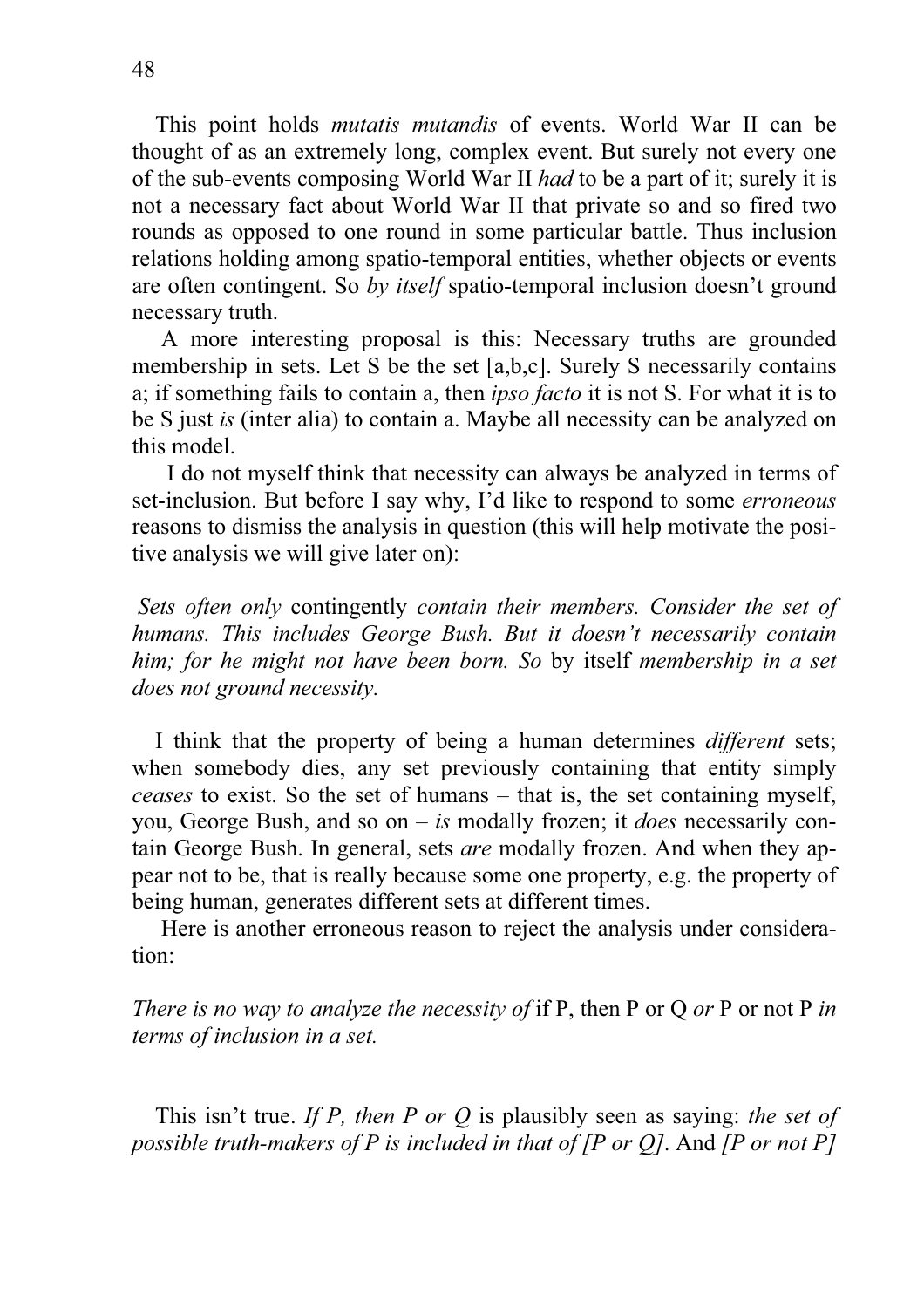This point holds *mutatis mutandis* of events. World War II can be thought of as an extremely long, complex event. But surely not every one of the sub-events composing World War II *had* to be a part of it; surely it is not a necessary fact about World War II that private so and so fired two rounds as opposed to one round in some particular battle. Thus inclusion relations holding among spatio-temporal entities, whether objects or events are often contingent. So *by itself* spatio-temporal inclusion doesn't ground necessary truth.

A more interesting proposal is this: Necessary truths are grounded membership in sets. Let S be the set [a,b,c]. Surely S necessarily contains a; if something fails to contain a, then *ipso facto* it is not S. For what it is to be S just *is* (inter alia) to contain a. Maybe all necessity can be analyzed on this model.

I do not myself think that necessity can always be analyzed in terms of set-inclusion. But before I say why, I'd like to respond to some *erroneous* reasons to dismiss the analysis in question (this will help motivate the positive analysis we will give later on):

*Sets often only* contingently *contain their members. Consider the set of humans. This includes George Bush. But it doesn't necessarily contain him; for he might not have been born. So* by itself *membership in a set does not ground necessity.*

I think that the property of being a human determines *different* sets; when somebody dies, any set previously containing that entity simply *ceases* to exist. So the set of humans – that is, the set containing myself, you, George Bush, and so on – *is* modally frozen; it *does* necessarily contain George Bush. In general, sets *are* modally frozen. And when they appear not to be, that is really because some one property, e.g. the property of being human, generates different sets at different times.

Here is another erroneous reason to reject the analysis under consideration:

*There is no way to analyze the necessity of* if P, then P or Q *or* P or not P *in terms of inclusion in a set.*

This isn't true. *If P, then P or Q* is plausibly seen as saying: *the set of possible truth-makers of P is included in that of [P or Q]*. And *[P or not P]*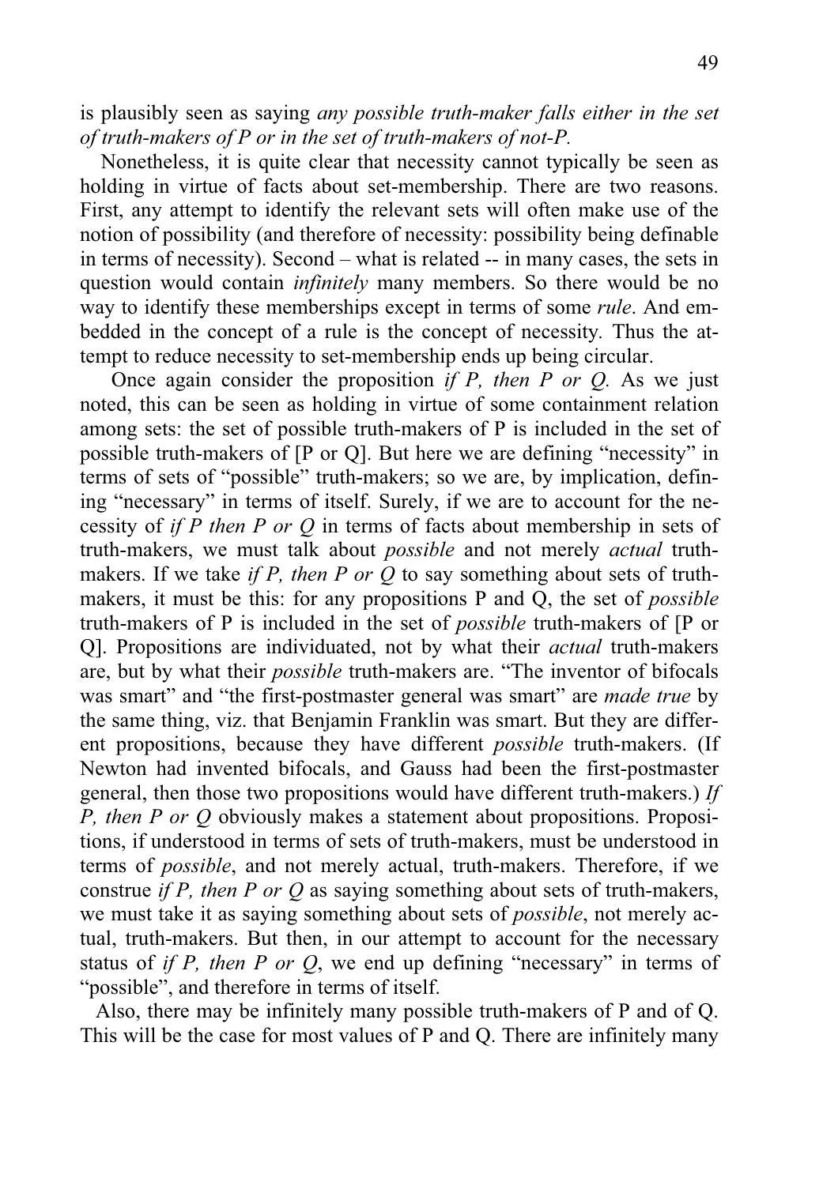is plausibly seen as saying *any possible truth-maker falls either in the set of truth-makers of P or in the set of truth-makers of not-P.*

Nonetheless, it is quite clear that necessity cannot typically be seen as holding in virtue of facts about set-membership. There are two reasons. First, any attempt to identify the relevant sets will often make use of the notion of possibility (and therefore of necessity: possibility being definable in terms of necessity). Second – what is related -- in many cases, the sets in question would contain *infinitely* many members. So there would be no way to identify these memberships except in terms of some *rule*. And embedded in the concept of a rule is the concept of necessity. Thus the attempt to reduce necessity to set-membership ends up being circular.

Once again consider the proposition *if P, then P or Q.* As we just noted, this can be seen as holding in virtue of some containment relation among sets: the set of possible truth-makers of P is included in the set of possible truth-makers of [P or Q]. But here we are defining "necessity" in terms of sets of "possible" truth-makers; so we are, by implication, defining "necessary" in terms of itself. Surely, if we are to account for the necessity of *if P then P or Q* in terms of facts about membership in sets of truth-makers, we must talk about *possible* and not merely *actual* truth-makers. If we take *if P, then P or Q* to say something about sets of truth-makers, it must be this: for any propositions P and Q, the set of *possible* truth-makers of P is included in the set of *possible* truth-makers of [P or Q]. Propositions are individuated, not by what their *actual* truth-makers are, but by what their *possible* truth-makers are. "The inventor of bifocals was smart" and "the first-postmaster general was smart" are *made true* by the same thing, viz. that Benjamin Franklin was smart. But they are different propositions, because they have different *possible* truth-makers. (If Newton had invented bifocals, and Gauss had been the first-postmaster general, then those two propositions would have different truth-makers.) *If P, then P or Q* obviously makes a statement about propositions. Propositions, if understood in terms of sets of truth-makers, must be understood in terms of *possible*, and not merely actual, truth-makers. Therefore, if we construe *if P, then P or Q* as saying something about sets of truth-makers, we must take it as saying something about sets of *possible*, not merely actual, truth-makers. But then, in our attempt to account for the necessary status of *if P, then P or Q*, we end up defining "necessary" in terms of "possible", and therefore in terms of itself.

Also, there may be infinitely many possible truth-makers of P and of Q. This will be the case for most values of P and Q. There are infinitely many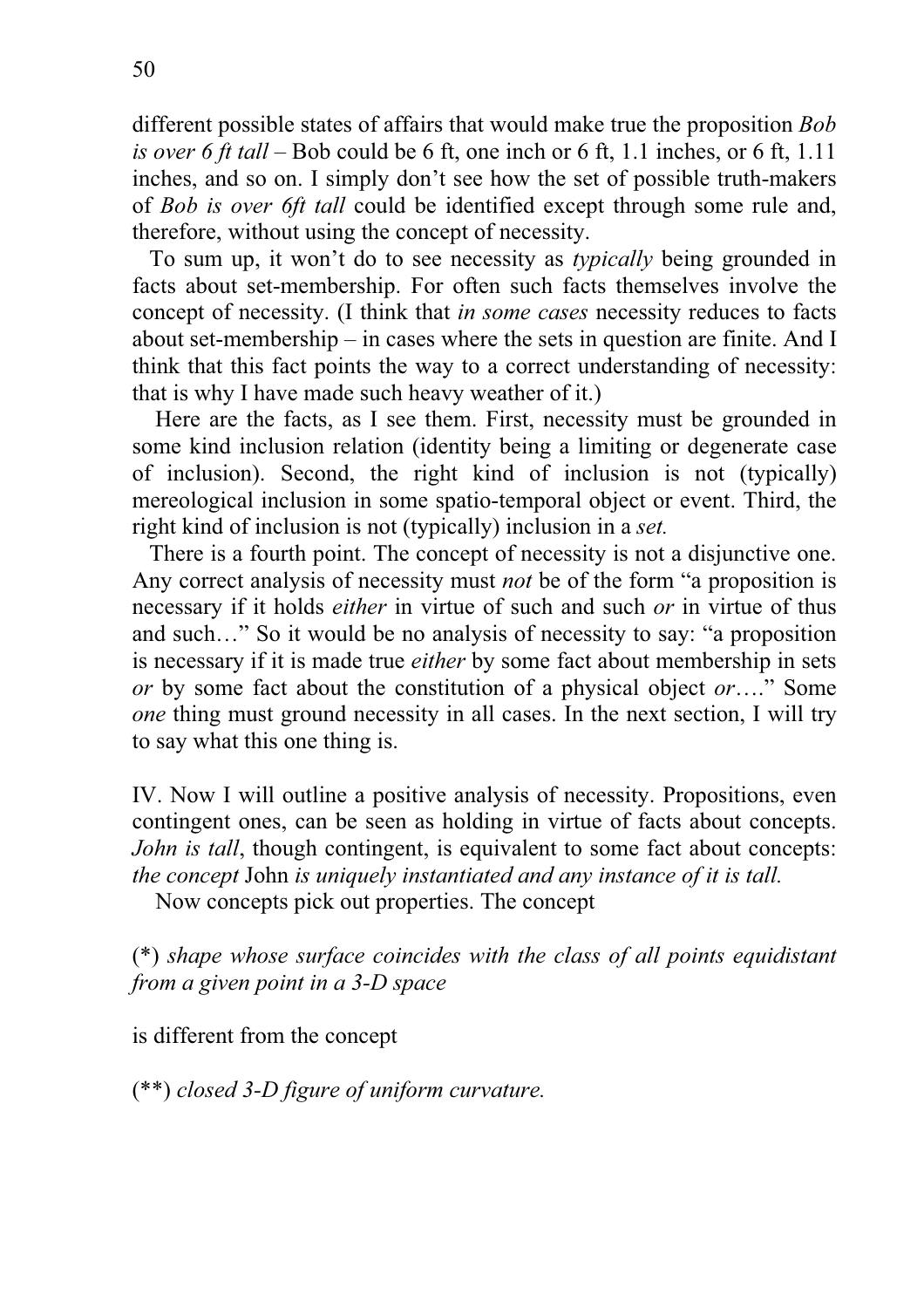different possible states of affairs that would make true the proposition *Bob is over 6 ft tall* – Bob could be 6 ft, one inch or 6 ft, 1.1 inches, or 6 ft, 1.11 inches, and so on. I simply don't see how the set of possible truth-makers of *Bob is over 6ft tall* could be identified except through some rule and, therefore, without using the concept of necessity.

To sum up, it won't do to see necessity as *typically* being grounded in facts about set-membership. For often such facts themselves involve the concept of necessity. (I think that *in some cases* necessity reduces to facts about set-membership – in cases where the sets in question are finite. And I think that this fact points the way to a correct understanding of necessity: that is why I have made such heavy weather of it.)

Here are the facts, as I see them. First, necessity must be grounded in some kind inclusion relation (identity being a limiting or degenerate case of inclusion). Second, the right kind of inclusion is not (typically) mereological inclusion in some spatio-temporal object or event. Third, the right kind of inclusion is not (typically) inclusion in a *set.*

There is a fourth point. The concept of necessity is not a disjunctive one. Any correct analysis of necessity must *not* be of the form "a proposition is necessary if it holds *either* in virtue of such and such *or* in virtue of thus and such…" So it would be no analysis of necessity to say: "a proposition is necessary if it is made true *either* by some fact about membership in sets *or* by some fact about the constitution of a physical object *or*…." Some *one* thing must ground necessity in all cases. In the next section, I will try to say what this one thing is.

IV. Now I will outline a positive analysis of necessity. Propositions, even contingent ones, can be seen as holding in virtue of facts about concepts. *John is tall*, though contingent, is equivalent to some fact about concepts: *the concept* John *is uniquely instantiated and any instance of it is tall.*

Now concepts pick out properties. The concept

(*) *shape whose surface coincides with the class of all points equidistant from a given point in a 3-D space*

is different from the concept

(**) *closed 3-D figure of uniform curvature.*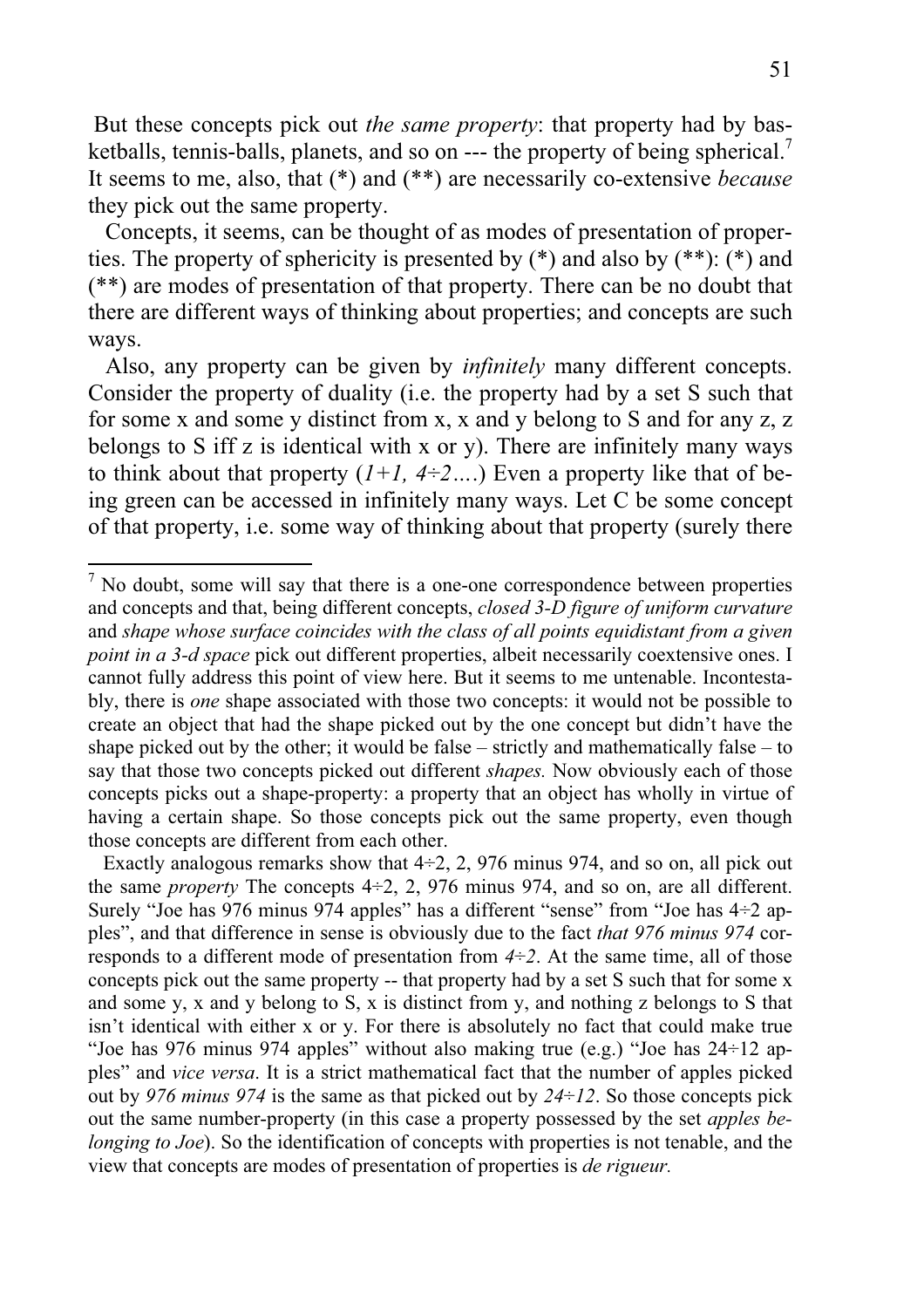But these concepts pick out *the same property*: that property had by basketballs, tennis-balls, planets, and so on --- the property of being spherical.[7] It seems to me, also, that (*) and (**) are necessarily co-extensive *because* they pick out the same property.

Concepts, it seems, can be thought of as modes of presentation of properties. The property of sphericity is presented by (*) and also by (**): (*) and (**) are modes of presentation of that property. There can be no doubt that there are different ways of thinking about properties; and concepts are such ways.

Also, any property can be given by *infinitely* many different concepts. Consider the property of duality (i.e. the property had by a set S such that for some x and some y distinct from x, x and y belong to S and for any z, z belongs to S iff z is identical with x or y). There are infinitely many ways to think about that property (*1+1, 4÷2….*) Even a property like that of being green can be accessed in infinitely many ways. Let C be some concept of that property, i.e. some way of thinking about that property (surely there

---

[7] No doubt, some will say that there is a one-one correspondence between properties and concepts and that, being different concepts, *closed 3-D figure of uniform curvature* and *shape whose surface coincides with the class of all points equidistant from a given point in a 3-d space* pick out different properties, albeit necessarily coextensive ones. I cannot fully address this point of view here. But it seems to me untenable. Incontestably, there is *one* shape associated with those two concepts: it would not be possible to create an object that had the shape picked out by the one concept but didn't have the shape picked out by the other; it would be false – strictly and mathematically false – to say that those two concepts picked out different *shapes.* Now obviously each of those concepts picks out a shape-property: a property that an object has wholly in virtue of having a certain shape. So those concepts pick out the same property, even though those concepts are different from each other.

Exactly analogous remarks show that 4÷2, 2, 976 minus 974, and so on, all pick out the same *property* The concepts 4÷2, 2, 976 minus 974, and so on, are all different. Surely "Joe has 976 minus 974 apples" has a different "sense" from "Joe has 4÷2 apples", and that difference in sense is obviously due to the fact *that 976 minus 974* corresponds to a different mode of presentation from *4÷2*. At the same time, all of those concepts pick out the same property -- that property had by a set S such that for some x and some y, x and y belong to S, x is distinct from y, and nothing z belongs to S that isn't identical with either x or y. For there is absolutely no fact that could make true "Joe has 976 minus 974 apples" without also making true (e.g.) "Joe has 24÷12 apples" and *vice versa*. It is a strict mathematical fact that the number of apples picked out by *976 minus 974* is the same as that picked out by *24÷12*. So those concepts pick out the same number-property (in this case a property possessed by the set *apples belonging to Joe*). So the identification of concepts with properties is not tenable, and the view that concepts are modes of presentation of properties is *de rigueur.*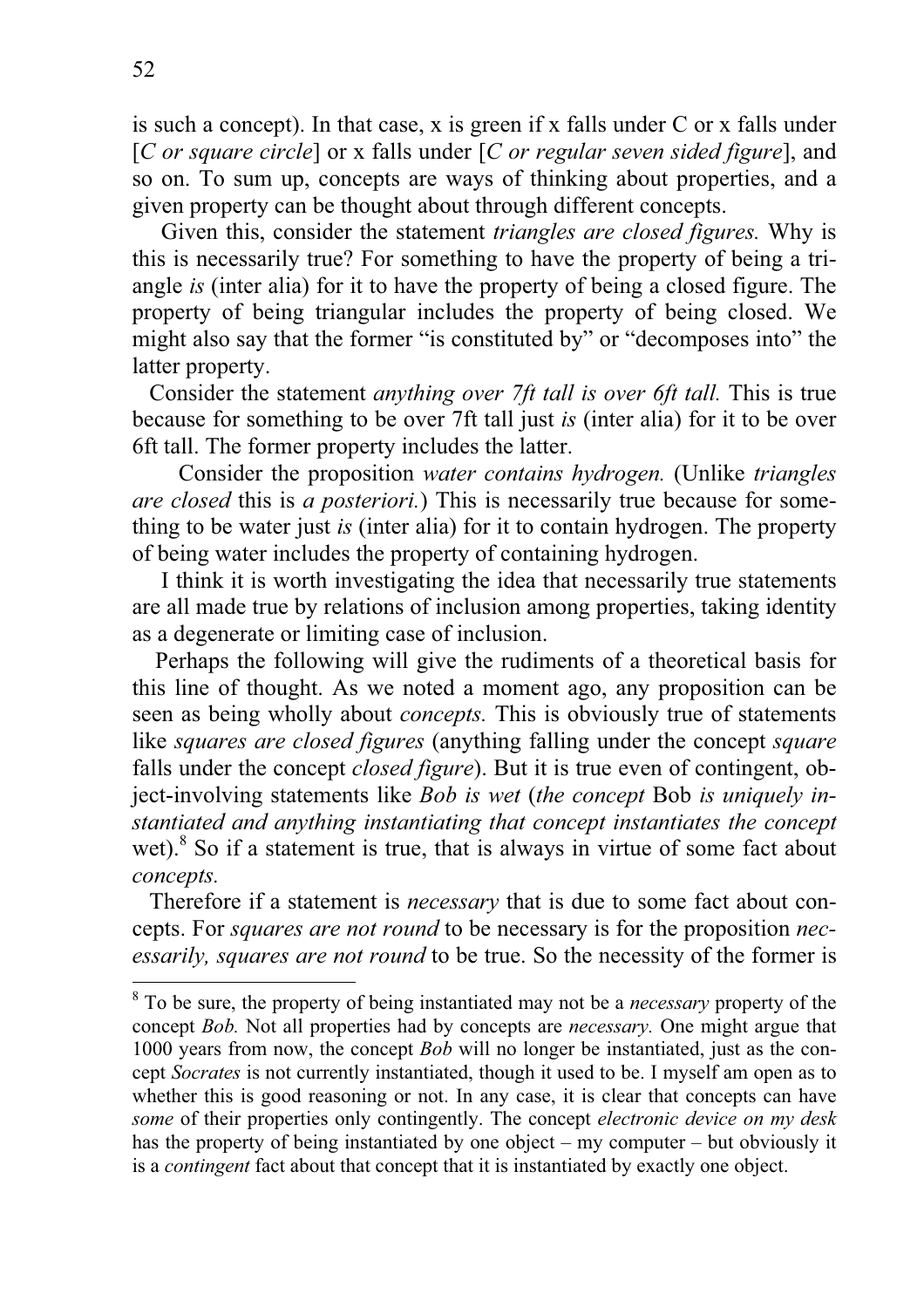is such a concept). In that case, x is green if x falls under C or x falls under [*C or square circle*] or x falls under [*C or regular seven sided figure*], and so on. To sum up, concepts are ways of thinking about properties, and a given property can be thought about through different concepts.

Given this, consider the statement *triangles are closed figures.* Why is this is necessarily true? For something to have the property of being a triangle *is* (inter alia) for it to have the property of being a closed figure. The property of being triangular includes the property of being closed. We might also say that the former "is constituted by" or "decomposes into" the latter property.

Consider the statement *anything over 7ft tall is over 6ft tall.* This is true because for something to be over 7ft tall just *is* (inter alia) for it to be over 6ft tall. The former property includes the latter.

Consider the proposition *water contains hydrogen.* (Unlike *triangles are closed* this is *a posteriori.*) This is necessarily true because for something to be water just *is* (inter alia) for it to contain hydrogen. The property of being water includes the property of containing hydrogen.

I think it is worth investigating the idea that necessarily true statements are all made true by relations of inclusion among properties, taking identity as a degenerate or limiting case of inclusion.

Perhaps the following will give the rudiments of a theoretical basis for this line of thought. As we noted a moment ago, any proposition can be seen as being wholly about *concepts.* This is obviously true of statements like *squares are closed figures* (anything falling under the concept *square* falls under the concept *closed figure*). But it is true even of contingent, object-involving statements like *Bob is wet* (*the concept* Bob *is uniquely instantiated and anything instantiating that concept instantiates the concept* wet).[8] So if a statement is true, that is always in virtue of some fact about *concepts.*

Therefore if a statement is *necessary* that is due to some fact about concepts. For *squares are not round* to be necessary is for the proposition *necessarily, squares are not round* to be true. So the necessity of the former is

---

[8] To be sure, the property of being instantiated may not be a *necessary* property of the concept *Bob.* Not all properties had by concepts are *necessary.* One might argue that 1000 years from now, the concept *Bob* will no longer be instantiated, just as the concept *Socrates* is not currently instantiated, though it used to be. I myself am open as to whether this is good reasoning or not. In any case, it is clear that concepts can have *some* of their properties only contingently. The concept *electronic device on my desk* has the property of being instantiated by one object – my computer – but obviously it is a *contingent* fact about that concept that it is instantiated by exactly one object.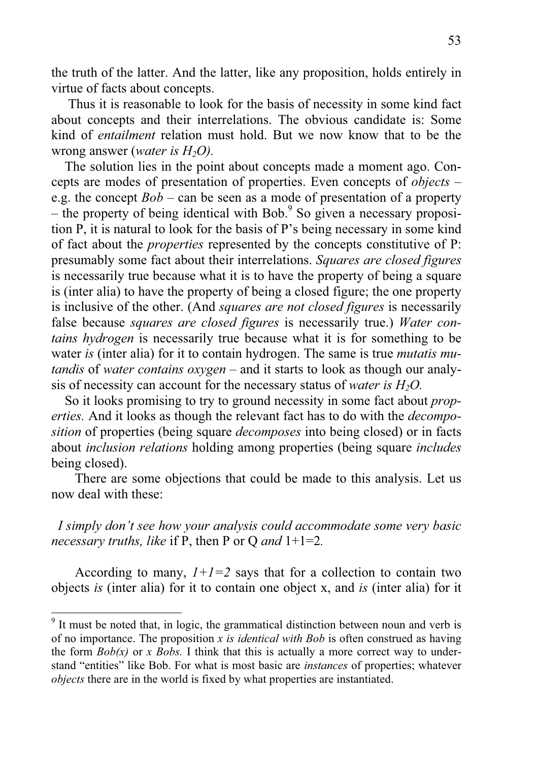the truth of the latter. And the latter, like any proposition, holds entirely in virtue of facts about concepts.

Thus it is reasonable to look for the basis of necessity in some kind fact about concepts and their interrelations. The obvious candidate is: Some kind of *entailment* relation must hold. But we now know that to be the wrong answer (*water is* $H_2O$).

The solution lies in the point about concepts made a moment ago. Concepts are modes of presentation of properties. Even concepts of *objects* – e.g. the concept *Bob* – can be seen as a mode of presentation of a property – the property of being identical with Bob.[9] So given a necessary proposition P, it is natural to look for the basis of P's being necessary in some kind of fact about the *properties* represented by the concepts constitutive of P: presumably some fact about their interrelations. *Squares are closed figures* is necessarily true because what it is to have the property of being a square is (inter alia) to have the property of being a closed figure; the one property is inclusive of the other. (And *squares are not closed figures* is necessarily false because *squares are closed figures* is necessarily true.) *Water contains hydrogen* is necessarily true because what it is for something to be water *is* (inter alia) for it to contain hydrogen. The same is true *mutatis mutandis* of *water contains oxygen* – and it starts to look as though our analysis of necessity can account for the necessary status of *water is* $H_2O$.

So it looks promising to try to ground necessity in some fact about *properties.* And it looks as though the relevant fact has to do with the *decomposition* of properties (being square *decomposes* into being closed) or in facts about *inclusion relations* holding among properties (being square *includes* being closed).

There are some objections that could be made to this analysis. Let us now deal with these:

*I simply don't see how your analysis could accommodate some very basic necessary truths, like* if P, then P or Q *and* 1+1=2*.*

According to many, *1+1=2* says that for a collection to contain two objects *is* (inter alia) for it to contain one object x, and *is* (inter alia) for it

---

[9] It must be noted that, in logic, the grammatical distinction between noun and verb is of no importance. The proposition *x is identical with Bob* is often construed as having the form *Bob(x)* or *x Bobs.* I think that this is actually a more correct way to understand "entities" like Bob. For what is most basic are *instances* of properties; whatever *objects* there are in the world is fixed by what properties are instantiated.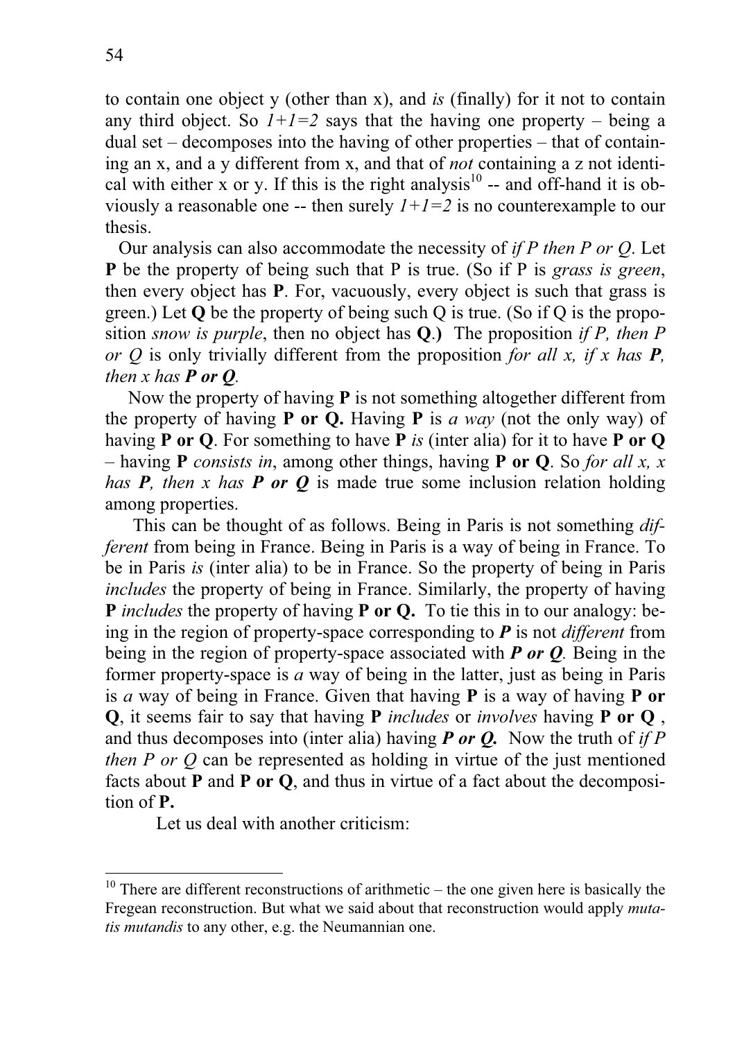to contain one object y (other than x), and *is* (finally) for it not to contain any third object. So *1+1=2* says that the having one property – being a dual set – decomposes into the having of other properties – that of containing an x, and a y different from x, and that of *not* containing a z not identical with either x or y. If this is the right analysis[10] -- and off-hand it is obviously a reasonable one -- then surely *1+1=2* is no counterexample to our thesis.

Our analysis can also accommodate the necessity of *if P then P or Q*. Let **P** be the property of being such that P is true. (So if P is *grass is green*, then every object has **P**. For, vacuously, every object is such that grass is green.) Let **Q** be the property of being such Q is true. (So if Q is the proposition *snow is purple*, then no object has **Q**.) The proposition *if P, then P or Q* is only trivially different from the proposition *for all x, if x has **P**, then x has **P or Q**.*

Now the property of having **P** is not something altogether different from the property of having **P or Q.** Having **P** is *a way* (not the only way) of having **P or Q**. For something to have **P** *is* (inter alia) for it to have **P or Q** – having **P** *consists in*, among other things, having **P or Q**. So *for all x, x has **P**, then x has **P or Q*** is made true some inclusion relation holding among properties.

This can be thought of as follows. Being in Paris is not something *different* from being in France. Being in Paris is a way of being in France. To be in Paris *is* (inter alia) to be in France. So the property of being in Paris *includes* the property of being in France. Similarly, the property of having **P** *includes* the property of having **P or Q.** To tie this in to our analogy: being in the region of property-space corresponding to ***P*** is not *different* from being in the region of property-space associated with ***P or Q***. Being in the former property-space is *a* way of being in the latter, just as being in Paris is *a* way of being in France. Given that having **P** is a way of having **P or Q**, it seems fair to say that having **P** *includes* or *involves* having **P or Q** , and thus decomposes into (inter alia) having ***P or Q.*** Now the truth of *if P then P or Q* can be represented as holding in virtue of the just mentioned facts about **P** and **P or Q**, and thus in virtue of a fact about the decomposition of **P.**

Let us deal with another criticism:

---

[10] There are different reconstructions of arithmetic – the one given here is basically the Fregean reconstruction. But what we said about that reconstruction would apply *mutatis mutandis* to any other, e.g. the Neumannian one.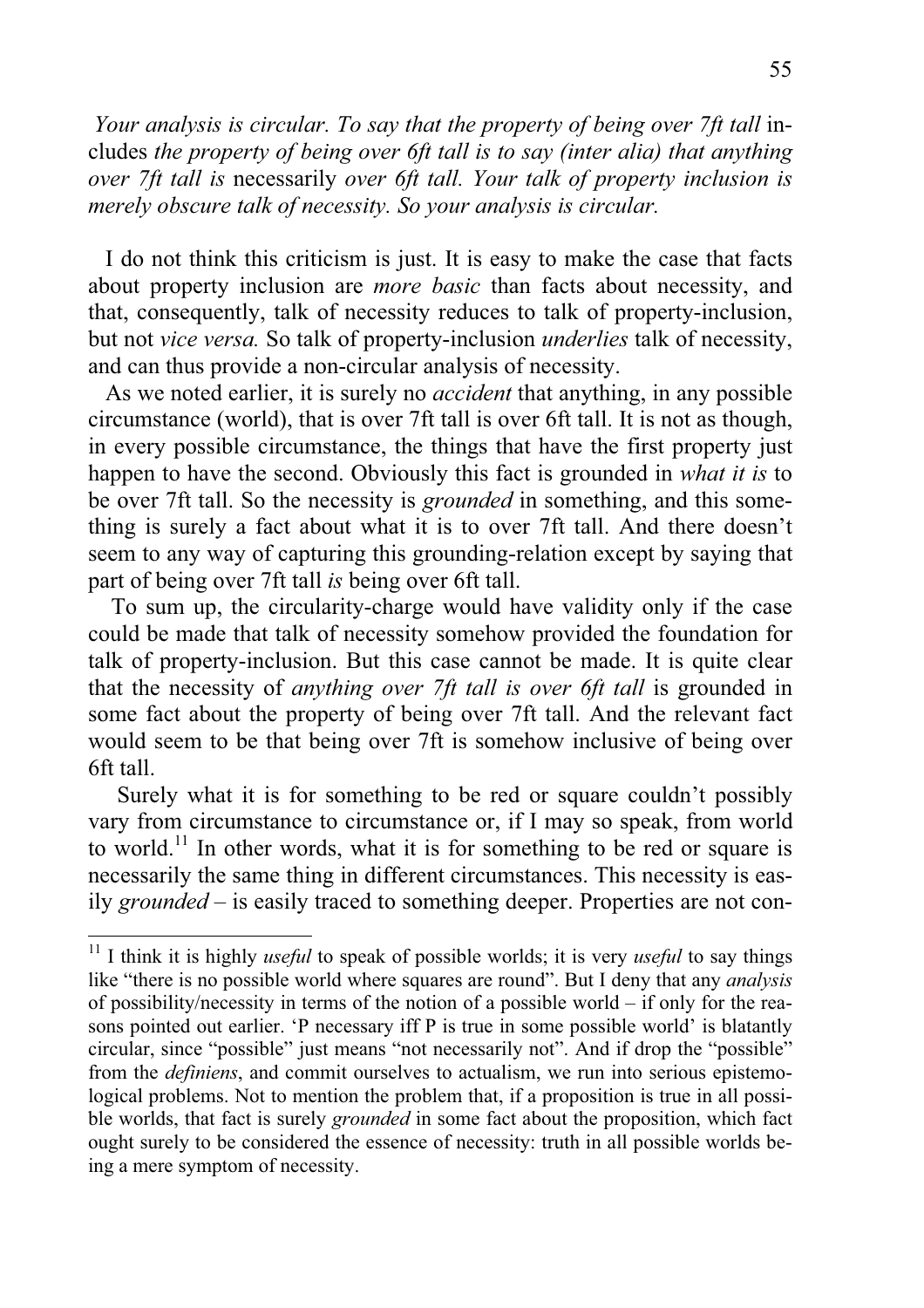*Your analysis is circular. To say that the property of being over 7ft tall* includes *the property of being over 6ft tall is to say (inter alia) that anything over 7ft tall is* necessarily *over 6ft tall. Your talk of property inclusion is merely obscure talk of necessity. So your analysis is circular.*

I do not think this criticism is just. It is easy to make the case that facts about property inclusion are *more basic* than facts about necessity, and that, consequently, talk of necessity reduces to talk of property-inclusion, but not *vice versa.* So talk of property-inclusion *underlies* talk of necessity, and can thus provide a non-circular analysis of necessity.

As we noted earlier, it is surely no *accident* that anything, in any possible circumstance (world), that is over 7ft tall is over 6ft tall. It is not as though, in every possible circumstance, the things that have the first property just happen to have the second. Obviously this fact is grounded in *what it is* to be over 7ft tall. So the necessity is *grounded* in something, and this something is surely a fact about what it is to over 7ft tall. And there doesn't seem to any way of capturing this grounding-relation except by saying that part of being over 7ft tall *is* being over 6ft tall.

To sum up, the circularity-charge would have validity only if the case could be made that talk of necessity somehow provided the foundation for talk of property-inclusion. But this case cannot be made. It is quite clear that the necessity of *anything over 7ft tall is over 6ft tall* is grounded in some fact about the property of being over 7ft tall. And the relevant fact would seem to be that being over 7ft is somehow inclusive of being over 6ft tall.

Surely what it is for something to be red or square couldn't possibly vary from circumstance to circumstance or, if I may so speak, from world to world.[11] In other words, what it is for something to be red or square is necessarily the same thing in different circumstances. This necessity is easily *grounded* – is easily traced to something deeper. Properties are not con-

---

[11] I think it is highly *useful* to speak of possible worlds; it is very *useful* to say things like "there is no possible world where squares are round". But I deny that any *analysis* of possibility/necessity in terms of the notion of a possible world – if only for the reasons pointed out earlier. 'P necessary iff P is true in some possible world' is blatantly circular, since "possible" just means "not necessarily not". And if drop the "possible" from the *definiens*, and commit ourselves to actualism, we run into serious epistemological problems. Not to mention the problem that, if a proposition is true in all possible worlds, that fact is surely *grounded* in some fact about the proposition, which fact ought surely to be considered the essence of necessity: truth in all possible worlds being a mere symptom of necessity.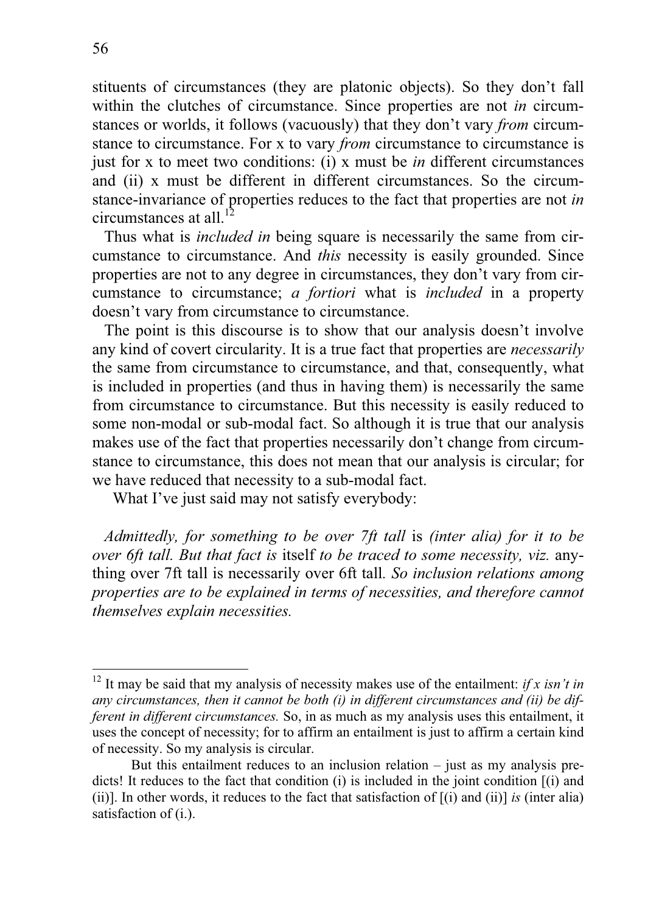stituents of circumstances (they are platonic objects). So they don't fall within the clutches of circumstance. Since properties are not *in* circumstances or worlds, it follows (vacuously) that they don't vary *from* circumstance to circumstance. For x to vary *from* circumstance to circumstance is just for x to meet two conditions: (i) x must be *in* different circumstances and (ii) x must be different in different circumstances. So the circumstance-invariance of properties reduces to the fact that properties are not *in* circumstances at all.[12]

Thus what is *included in* being square is necessarily the same from circumstance to circumstance. And *this* necessity is easily grounded. Since properties are not to any degree in circumstances, they don't vary from circumstance to circumstance; *a fortiori* what is *included* in a property doesn't vary from circumstance to circumstance.

The point is this discourse is to show that our analysis doesn't involve any kind of covert circularity. It is a true fact that properties are *necessarily* the same from circumstance to circumstance, and that, consequently, what is included in properties (and thus in having them) is necessarily the same from circumstance to circumstance. But this necessity is easily reduced to some non-modal or sub-modal fact. So although it is true that our analysis makes use of the fact that properties necessarily don't change from circumstance to circumstance, this does not mean that our analysis is circular; for we have reduced that necessity to a sub-modal fact.

What I've just said may not satisfy everybody:

*Admittedly, for something to be over 7ft tall* is *(inter alia) for it to be over 6ft tall. But that fact is* itself *to be traced to some necessity, viz.* anything over 7ft tall is necessarily over 6ft tall*. So inclusion relations among properties are to be explained in terms of necessities, and therefore cannot themselves explain necessities.*

---

[12] It may be said that my analysis of necessity makes use of the entailment: *if x isn't in any circumstances, then it cannot be both (i) in different circumstances and (ii) be different in different circumstances.* So, in as much as my analysis uses this entailment, it uses the concept of necessity; for to affirm an entailment is just to affirm a certain kind of necessity. So my analysis is circular.

But this entailment reduces to an inclusion relation – just as my analysis predicts! It reduces to the fact that condition (i) is included in the joint condition [(i) and (ii)]. In other words, it reduces to the fact that satisfaction of [(i) and (ii)] *is* (inter alia) satisfaction of (i.).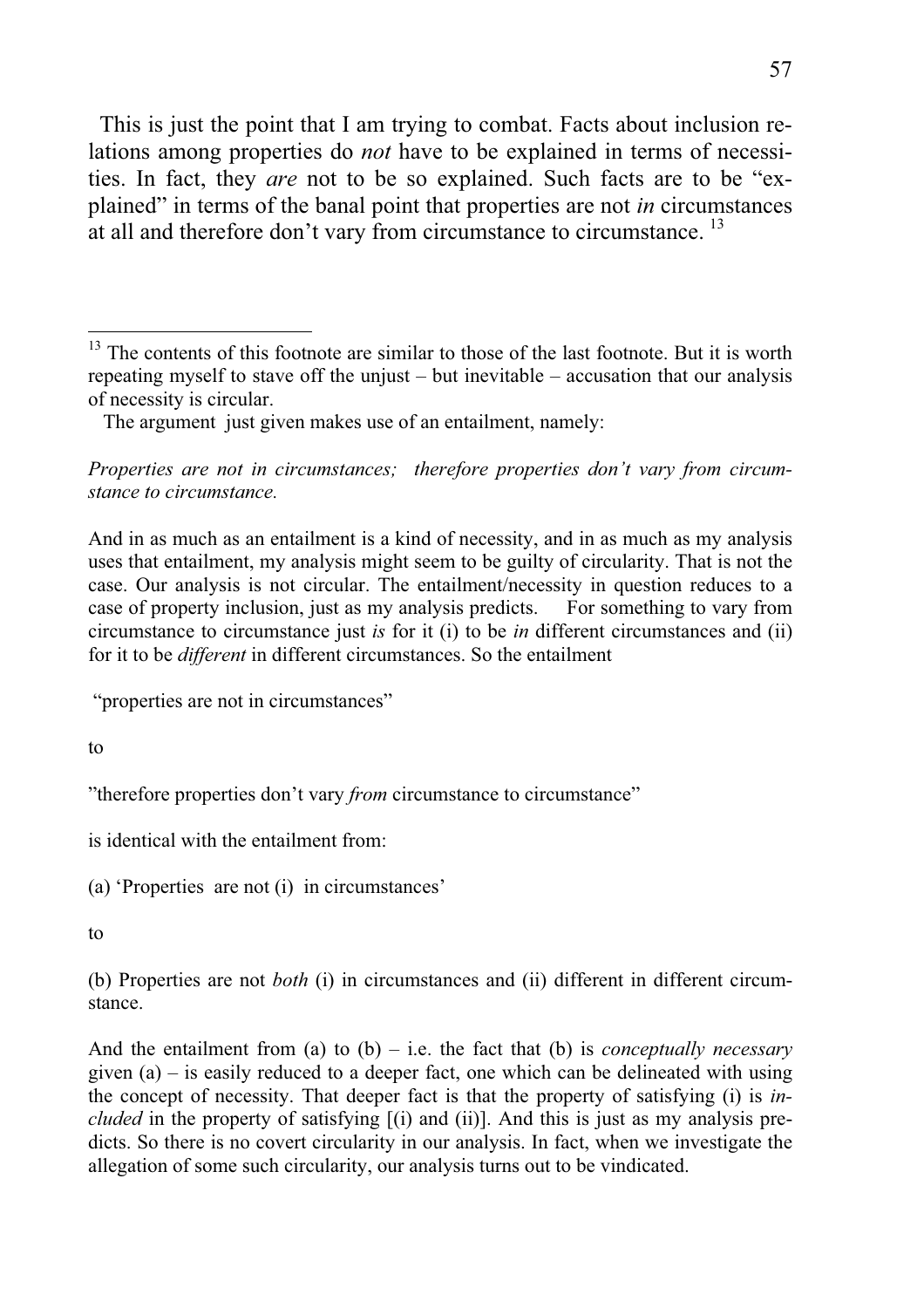This is just the point that I am trying to combat. Facts about inclusion relations among properties do *not* have to be explained in terms of necessities. In fact, they *are* not to be so explained. Such facts are to be "explained" in terms of the banal point that properties are not *in* circumstances at all and therefore don't vary from circumstance to circumstance. [13]

---

[13] The contents of this footnote are similar to those of the last footnote. But it is worth repeating myself to stave off the unjust – but inevitable – accusation that our analysis of necessity is circular.

The argument just given makes use of an entailment, namely:

*Properties are not in circumstances; therefore properties don't vary from circumstance to circumstance.*

And in as much as an entailment is a kind of necessity, and in as much as my analysis uses that entailment, my analysis might seem to be guilty of circularity. That is not the case. Our analysis is not circular. The entailment/necessity in question reduces to a case of property inclusion, just as my analysis predicts. For something to vary from circumstance to circumstance just *is* for it (i) to be *in* different circumstances and (ii) for it to be *different* in different circumstances. So the entailment

"properties are not in circumstances"

to

"therefore properties don't vary *from* circumstance to circumstance"

is identical with the entailment from:

(a) 'Properties are not (i) in circumstances'

to

(b) Properties are not *both* (i) in circumstances and (ii) different in different circumstance.

And the entailment from (a) to (b) – i.e. the fact that (b) is *conceptually necessary* given (a) – is easily reduced to a deeper fact, one which can be delineated with using the concept of necessity. That deeper fact is that the property of satisfying (i) is *included* in the property of satisfying [(i) and (ii)]. And this is just as my analysis predicts. So there is no covert circularity in our analysis. In fact, when we investigate the allegation of some such circularity, our analysis turns out to be vindicated.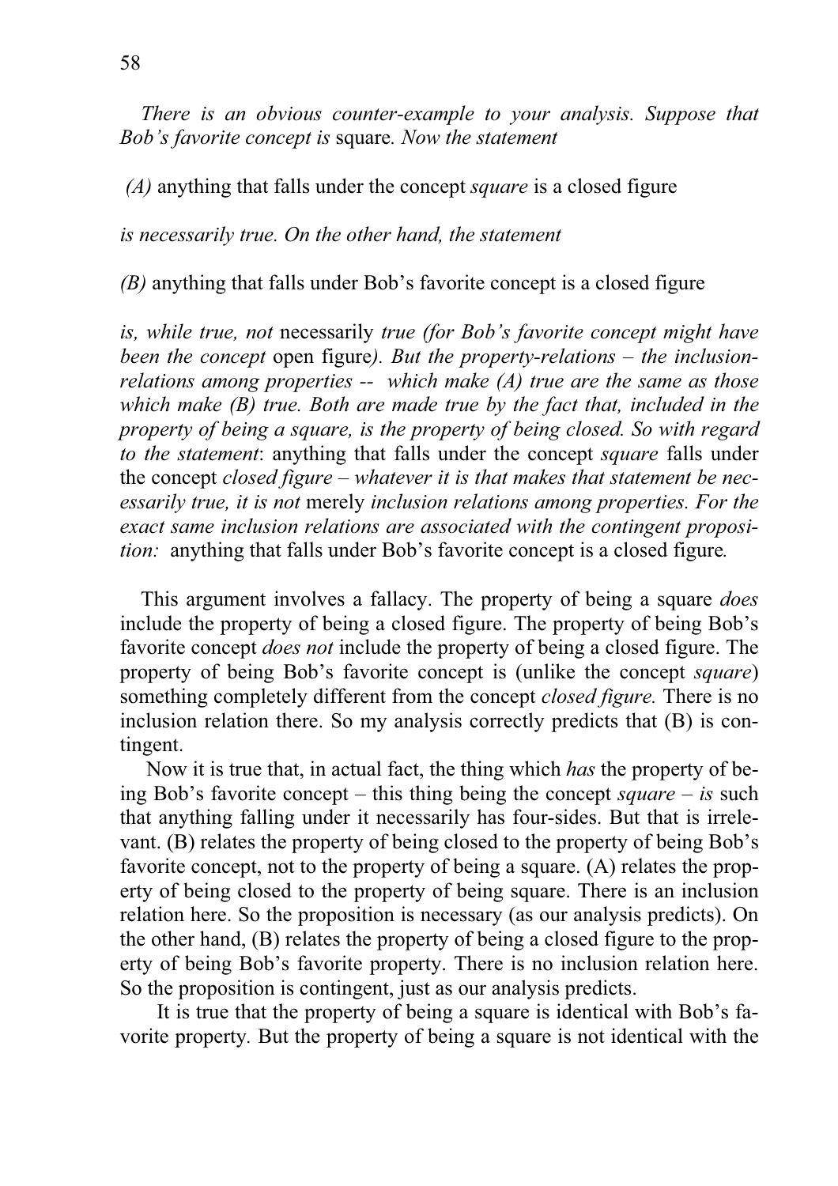*There is an obvious counter-example to your analysis. Suppose that Bob's favorite concept is* square*. Now the statement*

*(A)* anything that falls under the concept *square* is a closed figure

*is necessarily true. On the other hand, the statement*

*(B)* anything that falls under Bob's favorite concept is a closed figure

*is, while true, not* necessarily *true (for Bob's favorite concept might have been the concept* open figure*). But the property-relations – the inclusion-relations among properties -- which make (A) true are the same as those which make (B) true. Both are made true by the fact that, included in the property of being a square, is the property of being closed. So with regard to the statement*: anything that falls under the concept *square* falls under the concept *closed figure – whatever it is that makes that statement be necessarily true, it is not* merely *inclusion relations among properties. For the exact same inclusion relations are associated with the contingent proposition:* anything that falls under Bob's favorite concept is a closed figure*.*

This argument involves a fallacy. The property of being a square *does* include the property of being a closed figure. The property of being Bob's favorite concept *does not* include the property of being a closed figure. The property of being Bob's favorite concept is (unlike the concept *square*) something completely different from the concept *closed figure.* There is no inclusion relation there. So my analysis correctly predicts that (B) is contingent.

Now it is true that, in actual fact, the thing which *has* the property of being Bob's favorite concept – this thing being the concept *square* – *is* such that anything falling under it necessarily has four-sides. But that is irrelevant. (B) relates the property of being closed to the property of being Bob's favorite concept, not to the property of being a square. (A) relates the property of being closed to the property of being square. There is an inclusion relation here. So the proposition is necessary (as our analysis predicts). On the other hand, (B) relates the property of being a closed figure to the property of being Bob's favorite property. There is no inclusion relation here. So the proposition is contingent, just as our analysis predicts.

It is true that the property of being a square is identical with Bob's favorite property. But the property of being a square is not identical with the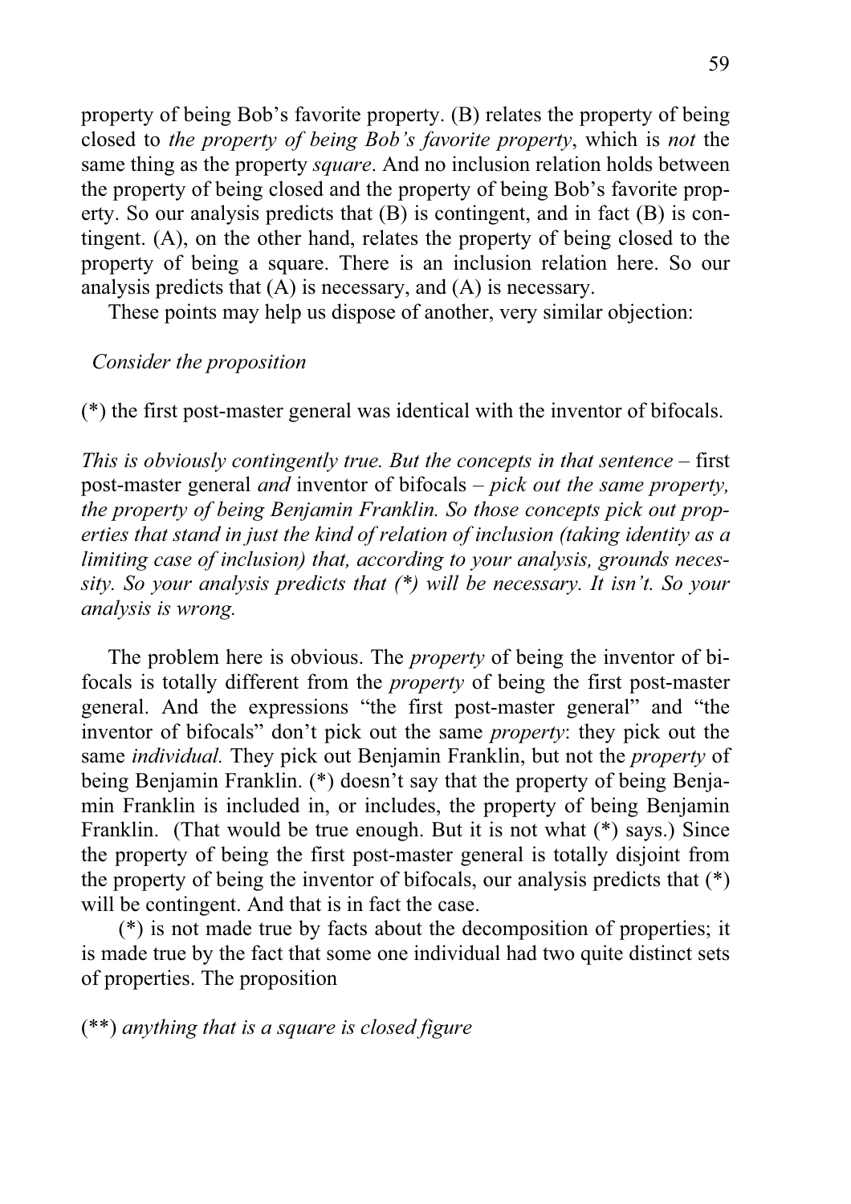property of being Bob's favorite property. (B) relates the property of being closed to *the property of being Bob's favorite property*, which is *not* the same thing as the property *square*. And no inclusion relation holds between the property of being closed and the property of being Bob's favorite property. So our analysis predicts that (B) is contingent, and in fact (B) is contingent. (A), on the other hand, relates the property of being closed to the property of being a square. There is an inclusion relation here. So our analysis predicts that (A) is necessary, and (A) is necessary.

These points may help us dispose of another, very similar objection:

*Consider the proposition*

(*) the first post-master general was identical with the inventor of bifocals.

*This is obviously contingently true. But the concepts in that sentence –* first post-master general *and* inventor of bifocals *– pick out the same property, the property of being Benjamin Franklin. So those concepts pick out properties that stand in just the kind of relation of inclusion (taking identity as a limiting case of inclusion) that, according to your analysis, grounds necessity. So your analysis predicts that (*) will be necessary. It isn't. So your analysis is wrong.*

The problem here is obvious. The *property* of being the inventor of bifocals is totally different from the *property* of being the first post-master general. And the expressions "the first post-master general" and "the inventor of bifocals" don't pick out the same *property*: they pick out the same *individual.* They pick out Benjamin Franklin, but not the *property* of being Benjamin Franklin. (*) doesn't say that the property of being Benjamin Franklin is included in, or includes, the property of being Benjamin Franklin. (That would be true enough. But it is not what (*) says.) Since the property of being the first post-master general is totally disjoint from the property of being the inventor of bifocals, our analysis predicts that (*) will be contingent. And that is in fact the case.

(*) is not made true by facts about the decomposition of properties; it is made true by the fact that some one individual had two quite distinct sets of properties. The proposition

(**) *anything that is a square is closed figure*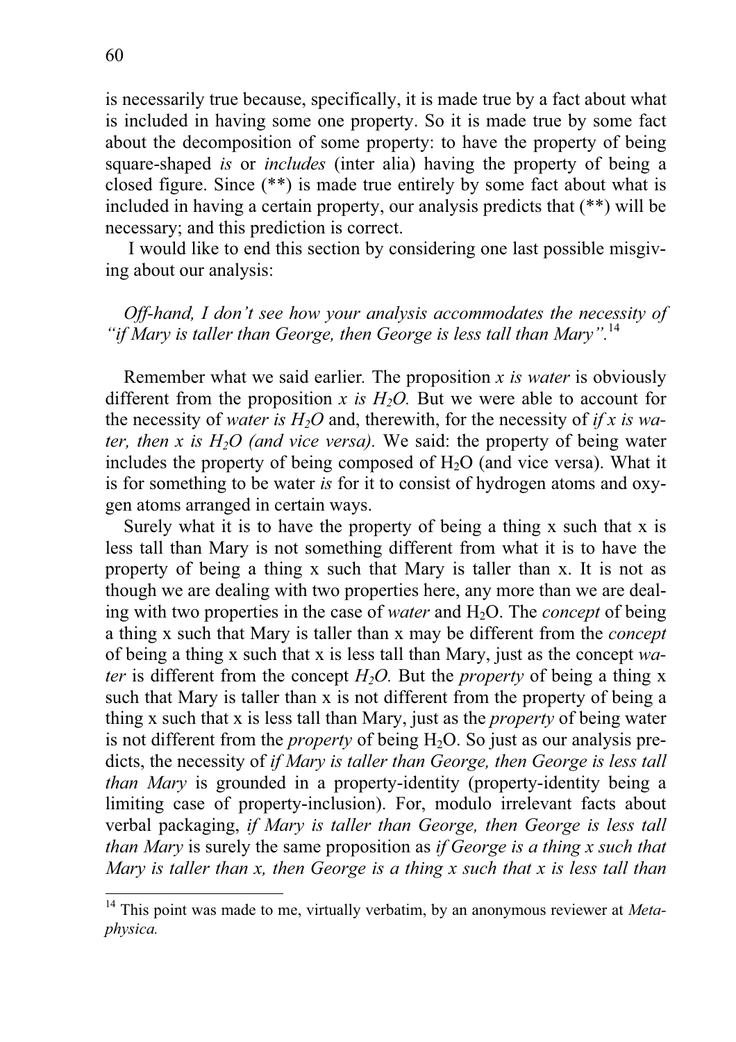is necessarily true because, specifically, it is made true by a fact about what is included in having some one property. So it is made true by some fact about the decomposition of some property: to have the property of being square-shaped *is* or *includes* (inter alia) having the property of being a closed figure. Since (**) is made true entirely by some fact about what is included in having a certain property, our analysis predicts that (**) will be necessary; and this prediction is correct.

I would like to end this section by considering one last possible misgiving about our analysis:

> *Off-hand, I don't see how your analysis accommodates the necessity of "if Mary is taller than George, then George is less tall than Mary".*[14]

Remember what we said earlier. The proposition *x is water* is obviously different from the proposition *x is* $H_2O$. But we were able to account for the necessity of *water is* $H_2O$ and, therewith, for the necessity of *if x is water, then x is* $H_2O$ *(and vice versa).* We said: the property of being water includes the property of being composed of $H_2O$ (and vice versa). What it is for something to be water *is* for it to consist of hydrogen atoms and oxygen atoms arranged in certain ways.

Surely what it is to have the property of being a thing x such that x is less tall than Mary is not something different from what it is to have the property of being a thing x such that Mary is taller than x. It is not as though we are dealing with two properties here, any more than we are dealing with two properties in the case of *water* and $H_2O$. The *concept* of being a thing x such that Mary is taller than x may be different from the *concept* of being a thing x such that x is less tall than Mary, just as the concept *water* is different from the concept $H_2O$. But the *property* of being a thing x such that Mary is taller than x is not different from the property of being a thing x such that x is less tall than Mary, just as the *property* of being water is not different from the *property* of being $H_2O$. So just as our analysis predicts, the necessity of *if Mary is taller than George, then George is less tall than Mary* is grounded in a property-identity (property-identity being a limiting case of property-inclusion). For, modulo irrelevant facts about verbal packaging, *if Mary is taller than George, then George is less tall than Mary* is surely the same proposition as *if George is a thing x such that Mary is taller than x, then George is a thing x such that x is less tall than*

---

[14] This point was made to me, virtually verbatim, by an anonymous reviewer at *Metaphysica.*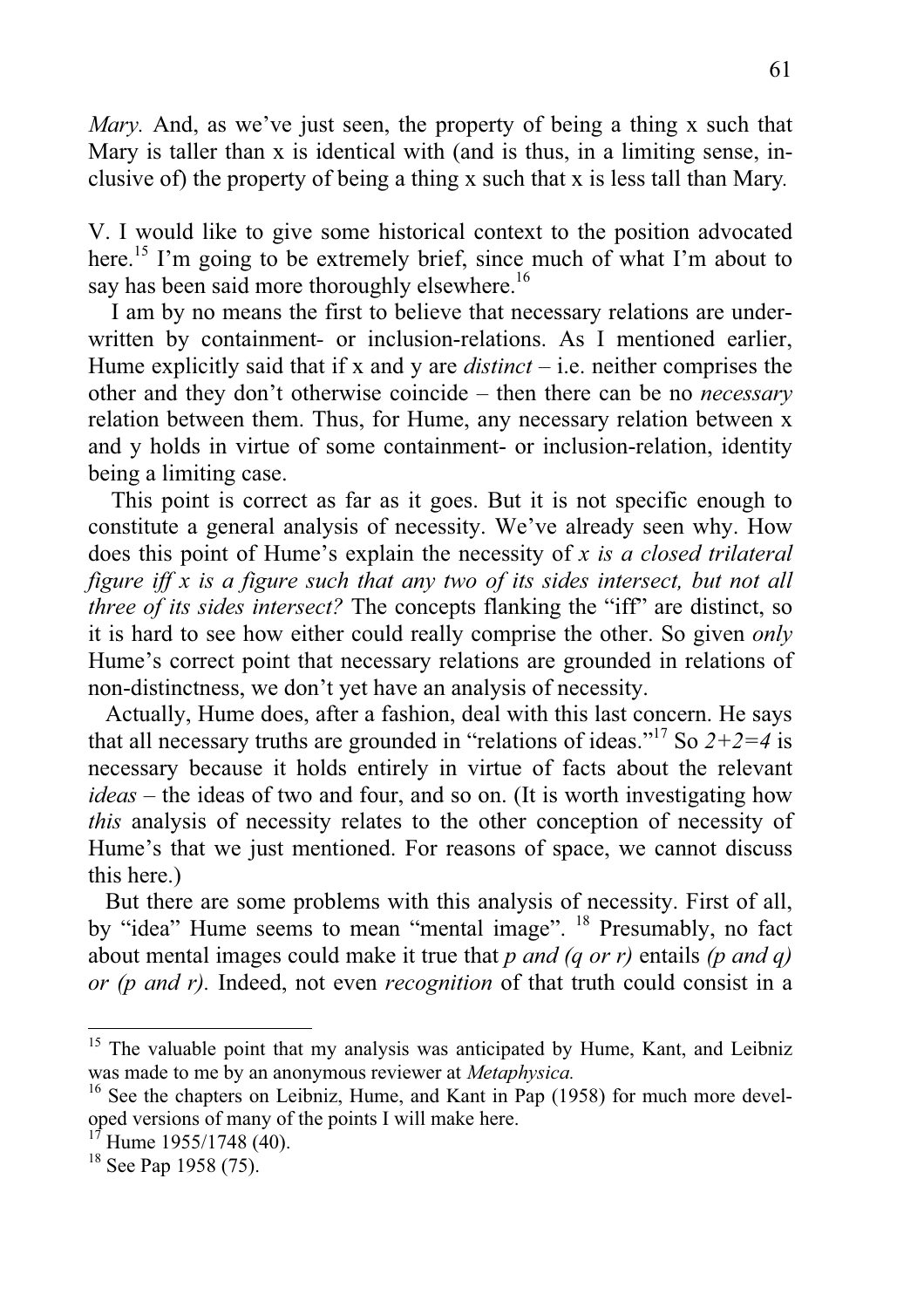*Mary.* And, as we've just seen, the property of being a thing x such that Mary is taller than x is identical with (and is thus, in a limiting sense, inclusive of) the property of being a thing x such that x is less tall than Mary.

V. I would like to give some historical context to the position advocated here.[15] I'm going to be extremely brief, since much of what I'm about to say has been said more thoroughly elsewhere.[16]

I am by no means the first to believe that necessary relations are underwritten by containment- or inclusion-relations. As I mentioned earlier, Hume explicitly said that if x and y are *distinct* – i.e. neither comprises the other and they don't otherwise coincide – then there can be no *necessary* relation between them. Thus, for Hume, any necessary relation between x and y holds in virtue of some containment- or inclusion-relation, identity being a limiting case.

This point is correct as far as it goes. But it is not specific enough to constitute a general analysis of necessity. We've already seen why. How does this point of Hume's explain the necessity of *x is a closed trilateral figure iff x is a figure such that any two of its sides intersect, but not all three of its sides intersect?* The concepts flanking the "iff" are distinct, so it is hard to see how either could really comprise the other. So given *only* Hume's correct point that necessary relations are grounded in relations of non-distinctness, we don't yet have an analysis of necessity.

Actually, Hume does, after a fashion, deal with this last concern. He says that all necessary truths are grounded in "relations of ideas."[17] So *2+2=4* is necessary because it holds entirely in virtue of facts about the relevant *ideas* – the ideas of two and four, and so on. (It is worth investigating how *this* analysis of necessity relates to the other conception of necessity of Hume's that we just mentioned. For reasons of space, we cannot discuss this here.)

But there are some problems with this analysis of necessity. First of all, by "idea" Hume seems to mean "mental image". [18] Presumably, no fact about mental images could make it true that *p and (q or r)* entails *(p and q) or (p and r).* Indeed, not even *recognition* of that truth could consist in a

---

[15] The valuable point that my analysis was anticipated by Hume, Kant, and Leibniz was made to me by an anonymous reviewer at *Metaphysica.*

[16] See the chapters on Leibniz, Hume, and Kant in Pap (1958) for much more developed versions of many of the points I will make here.

[17] Hume 1955/1748 (40).

[18] See Pap 1958 (75).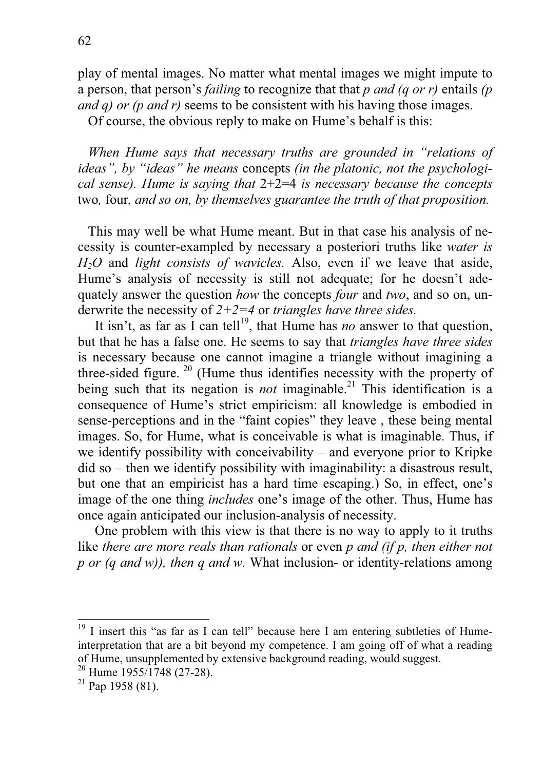play of mental images. No matter what mental images we might impute to a person, that person's *failing* to recognize that that *p and (q or r)* entails *(p and q) or (p and r)* seems to be consistent with his having those images.

Of course, the obvious reply to make on Hume's behalf is this:

> *When Hume says that necessary truths are grounded in "relations of ideas", by "ideas" he means* concepts *(in the platonic, not the psychological sense). Hume is saying that* 2+2=4 *is necessary because the concepts* two*,* four*, and so on, by themselves guarantee the truth of that proposition.*

This may well be what Hume meant. But in that case his analysis of necessity is counter-exampled by necessary a posteriori truths like *water is* $H_2O$ and *light consists of wavicles.* Also, even if we leave that aside, Hume's analysis of necessity is still not adequate; for he doesn't adequately answer the question *how* the concepts *four* and *two*, and so on, underwrite the necessity of *2+2=4* or *triangles have three sides.*

It isn't, as far as I can tell[19], that Hume has *no* answer to that question, but that he has a false one. He seems to say that *triangles have three sides* is necessary because one cannot imagine a triangle without imagining a three-sided figure.[20] (Hume thus identifies necessity with the property of being such that its negation is *not* imaginable.[21] This identification is a consequence of Hume's strict empiricism: all knowledge is embodied in sense-perceptions and in the "faint copies" they leave , these being mental images. So, for Hume, what is conceivable is what is imaginable. Thus, if we identify possibility with conceivability – and everyone prior to Kripke did so – then we identify possibility with imaginability: a disastrous result, but one that an empiricist has a hard time escaping.) So, in effect, one's image of the one thing *includes* one's image of the other. Thus, Hume has once again anticipated our inclusion-analysis of necessity.

One problem with this view is that there is no way to apply to it truths like *there are more reals than rationals* or even *p and (if p, then either not p or (q and w)), then q and w.* What inclusion- or identity-relations among

---

[19] I insert this "as far as I can tell" because here I am entering subtleties of Hume-interpretation that are a bit beyond my competence. I am going off of what a reading of Hume, unsupplemented by extensive background reading, would suggest.

[20] Hume 1955/1748 (27-28).

[21] Pap 1958 (81).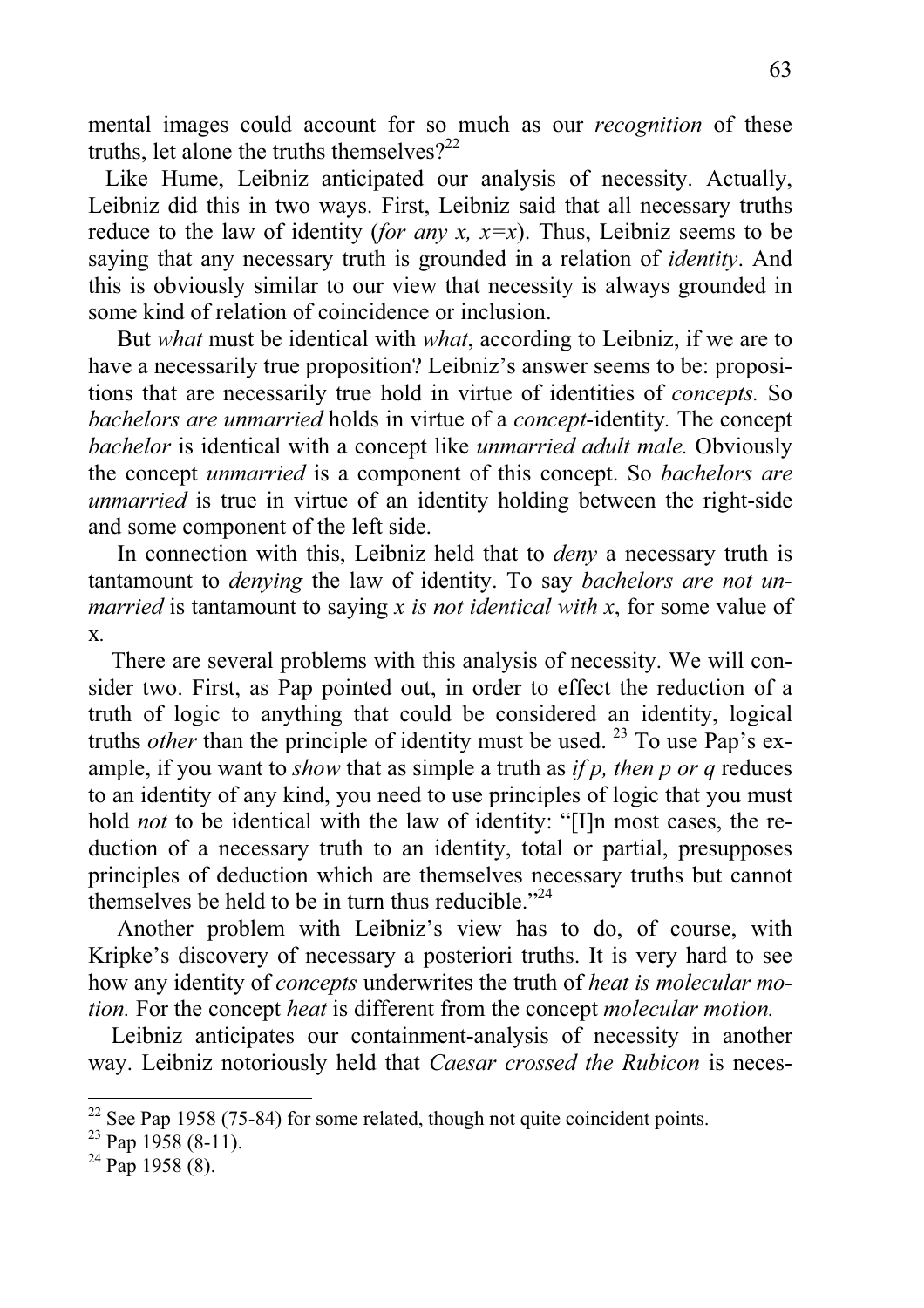mental images could account for so much as our *recognition* of these truths, let alone the truths themselves?[22]

Like Hume, Leibniz anticipated our analysis of necessity. Actually, Leibniz did this in two ways. First, Leibniz said that all necessary truths reduce to the law of identity (*for any x, x=x*). Thus, Leibniz seems to be saying that any necessary truth is grounded in a relation of *identity*. And this is obviously similar to our view that necessity is always grounded in some kind of relation of coincidence or inclusion.

But *what* must be identical with *what*, according to Leibniz, if we are to have a necessarily true proposition? Leibniz's answer seems to be: propositions that are necessarily true hold in virtue of identities of *concepts.* So *bachelors are unmarried* holds in virtue of a *concept*-identity*.* The concept *bachelor* is identical with a concept like *unmarried adult male.* Obviously the concept *unmarried* is a component of this concept. So *bachelors are unmarried* is true in virtue of an identity holding between the right-side and some component of the left side.

In connection with this, Leibniz held that to *deny* a necessary truth is tantamount to *denying* the law of identity. To say *bachelors are not unmarried* is tantamount to saying *x is not identical with x*, for some value of x.

There are several problems with this analysis of necessity. We will consider two. First, as Pap pointed out, in order to effect the reduction of a truth of logic to anything that could be considered an identity, logical truths *other* than the principle of identity must be used. [23] To use Pap's example, if you want to *show* that as simple a truth as *if p, then p or q* reduces to an identity of any kind, you need to use principles of logic that you must hold *not* to be identical with the law of identity: "[I]n most cases, the reduction of a necessary truth to an identity, total or partial, presupposes principles of deduction which are themselves necessary truths but cannot themselves be held to be in turn thus reducible."[24]

Another problem with Leibniz's view has to do, of course, with Kripke's discovery of necessary a posteriori truths. It is very hard to see how any identity of *concepts* underwrites the truth of *heat is molecular motion.* For the concept *heat* is different from the concept *molecular motion.*

Leibniz anticipates our containment-analysis of necessity in another way. Leibniz notoriously held that *Caesar crossed the Rubicon* is neces-

---

[22] See Pap 1958 (75-84) for some related, though not quite coincident points.

[23] Pap 1958 (8-11).

[24] Pap 1958 (8).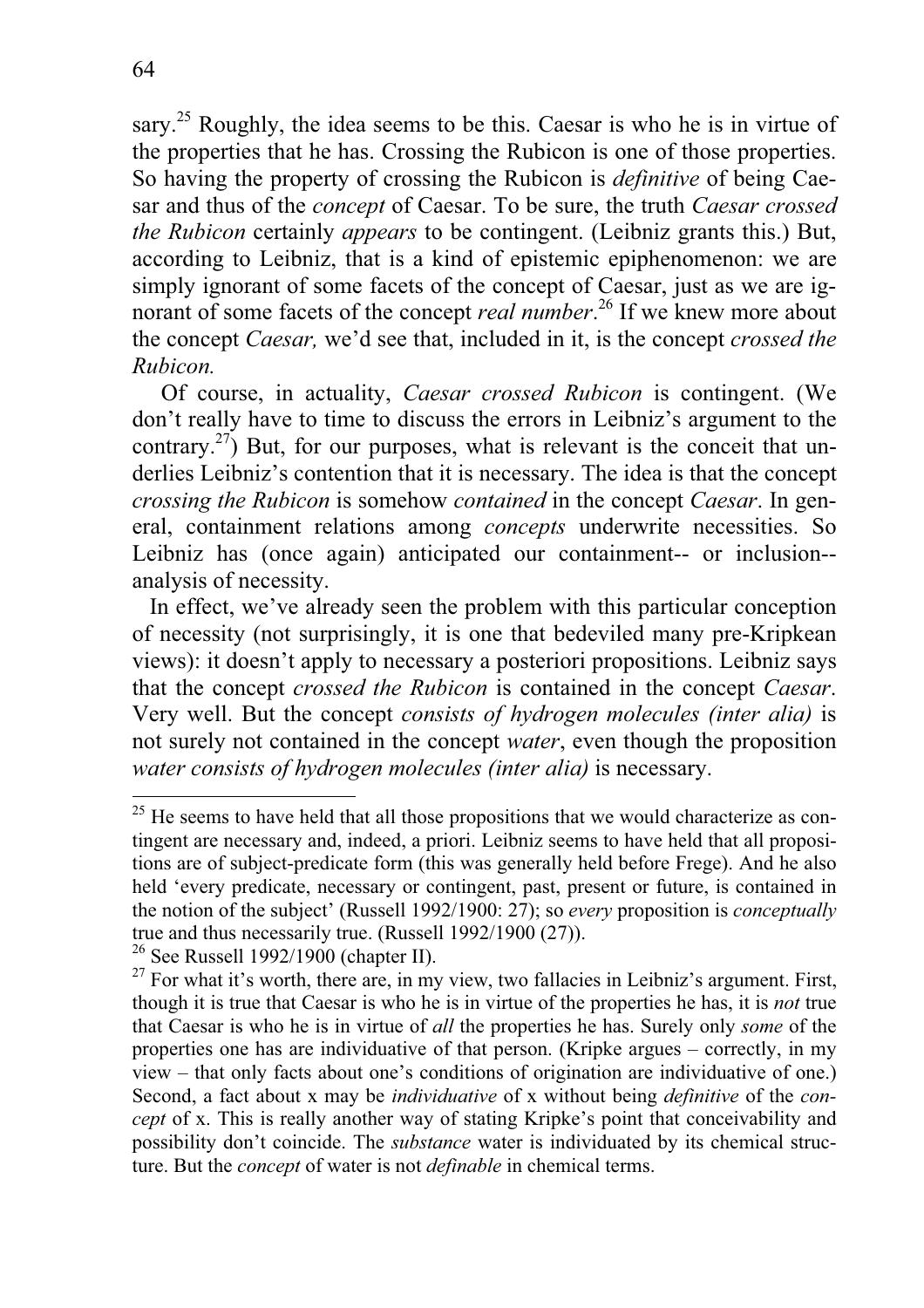sary.[25] Roughly, the idea seems to be this. Caesar is who he is in virtue of the properties that he has. Crossing the Rubicon is one of those properties. So having the property of crossing the Rubicon is *definitive* of being Caesar and thus of the *concept* of Caesar. To be sure, the truth *Caesar crossed the Rubicon* certainly *appears* to be contingent. (Leibniz grants this.) But, according to Leibniz, that is a kind of epistemic epiphenomenon: we are simply ignorant of some facets of the concept of Caesar, just as we are ignorant of some facets of the concept *real number*.[26] If we knew more about the concept *Caesar,* we'd see that, included in it, is the concept *crossed the Rubicon.*

Of course, in actuality, *Caesar crossed Rubicon* is contingent. (We don't really have to time to discuss the errors in Leibniz's argument to the contrary.[27]) But, for our purposes, what is relevant is the conceit that underlies Leibniz's contention that it is necessary. The idea is that the concept *crossing the Rubicon* is somehow *contained* in the concept *Caesar*. In general, containment relations among *concepts* underwrite necessities. So Leibniz has (once again) anticipated our containment-- or inclusion--analysis of necessity.

In effect, we've already seen the problem with this particular conception of necessity (not surprisingly, it is one that bedeviled many pre-Kripkean views): it doesn't apply to necessary a posteriori propositions. Leibniz says that the concept *crossed the Rubicon* is contained in the concept *Caesar*. Very well. But the concept *consists of hydrogen molecules (inter alia)* is not surely not contained in the concept *water*, even though the proposition *water consists of hydrogen molecules (inter alia)* is necessary.

---

[25] He seems to have held that all those propositions that we would characterize as contingent are necessary and, indeed, a priori. Leibniz seems to have held that all propositions are of subject-predicate form (this was generally held before Frege). And he also held 'every predicate, necessary or contingent, past, present or future, is contained in the notion of the subject' (Russell 1992/1900: 27); so *every* proposition is *conceptually* true and thus necessarily true. (Russell 1992/1900 (27)).

[26] See Russell 1992/1900 (chapter II).

[27] For what it's worth, there are, in my view, two fallacies in Leibniz's argument. First, though it is true that Caesar is who he is in virtue of the properties he has, it is *not* true that Caesar is who he is in virtue of *all* the properties he has. Surely only *some* of the properties one has are individuative of that person. (Kripke argues – correctly, in my view – that only facts about one's conditions of origination are individuative of one.) Second, a fact about x may be *individuative* of x without being *definitive* of the *concept* of x. This is really another way of stating Kripke's point that conceivability and possibility don't coincide. The *substance* water is individuated by its chemical structure. But the *concept* of water is not *definable* in chemical terms.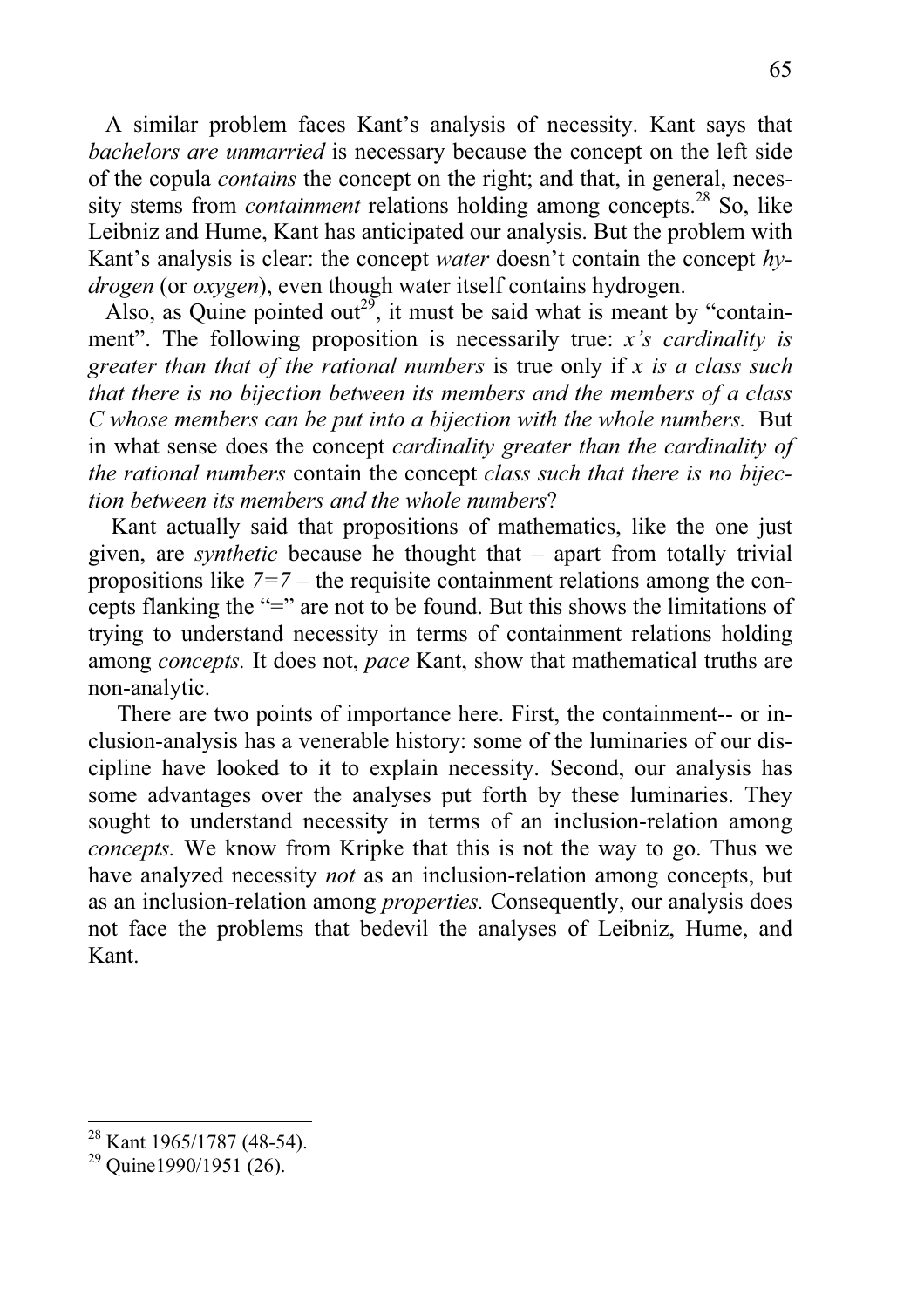A similar problem faces Kant's analysis of necessity. Kant says that *bachelors are unmarried* is necessary because the concept on the left side of the copula *contains* the concept on the right; and that, in general, necessity stems from *containment* relations holding among concepts.[28] So, like Leibniz and Hume, Kant has anticipated our analysis. But the problem with Kant's analysis is clear: the concept *water* doesn't contain the concept *hydrogen* (or *oxygen*), even though water itself contains hydrogen.

Also, as Quine pointed out[29], it must be said what is meant by "containment". The following proposition is necessarily true: *x's cardinality is greater than that of the rational numbers* is true only if *x is a class such that there is no bijection between its members and the members of a class C whose members can be put into a bijection with the whole numbers.* But in what sense does the concept *cardinality greater than the cardinality of the rational numbers* contain the concept *class such that there is no bijection between its members and the whole numbers*?

Kant actually said that propositions of mathematics, like the one just given, are *synthetic* because he thought that – apart from totally trivial propositions like *7=7* – the requisite containment relations among the concepts flanking the "=" are not to be found. But this shows the limitations of trying to understand necessity in terms of containment relations holding among *concepts.* It does not, *pace* Kant, show that mathematical truths are non-analytic.

There are two points of importance here. First, the containment-- or inclusion-analysis has a venerable history: some of the luminaries of our discipline have looked to it to explain necessity. Second, our analysis has some advantages over the analyses put forth by these luminaries. They sought to understand necessity in terms of an inclusion-relation among *concepts.* We know from Kripke that this is not the way to go. Thus we have analyzed necessity *not* as an inclusion-relation among concepts, but as an inclusion-relation among *properties.* Consequently, our analysis does not face the problems that bedevil the analyses of Leibniz, Hume, and Kant.

---

[28] Kant 1965/1787 (48-54).

[29] Quine1990/1951 (26).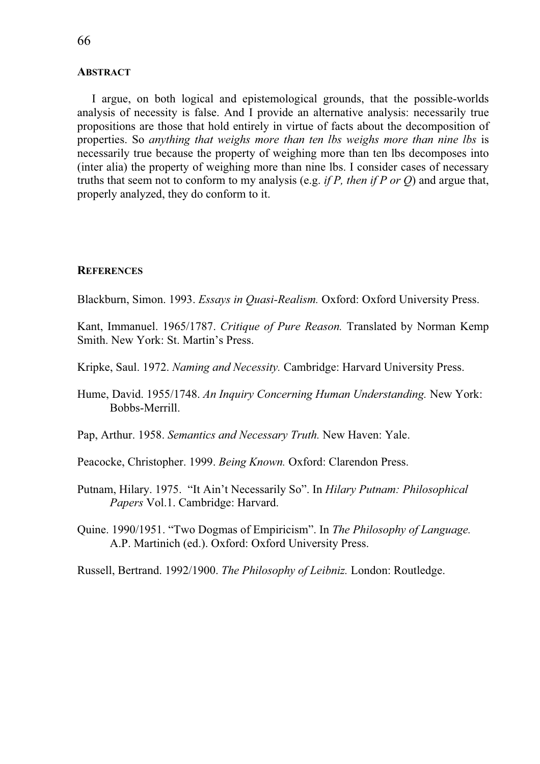## Abstract

I argue, on both logical and epistemological grounds, that the possible-worlds analysis of necessity is false. And I provide an alternative analysis: necessarily true propositions are those that hold entirely in virtue of facts about the decomposition of properties. So *anything that weighs more than ten lbs weighs more than nine lbs* is necessarily true because the property of weighing more than ten lbs decomposes into (inter alia) the property of weighing more than nine lbs. I consider cases of necessary truths that seem not to conform to my analysis (e.g. *if P, then if P or Q*) and argue that, properly analyzed, they do conform to it.

## References

Blackburn, Simon. 1993. *Essays in Quasi-Realism.* Oxford: Oxford University Press.

Kant, Immanuel. 1965/1787. *Critique of Pure Reason.* Translated by Norman Kemp Smith. New York: St. Martin's Press.

Kripke, Saul. 1972. *Naming and Necessity.* Cambridge: Harvard University Press.

Hume, David. 1955/1748. *An Inquiry Concerning Human Understanding.* New York: Bobbs-Merrill.

Pap, Arthur. 1958. *Semantics and Necessary Truth.* New Haven: Yale.

Peacocke, Christopher. 1999. *Being Known.* Oxford: Clarendon Press.

Putnam, Hilary. 1975. "It Ain't Necessarily So". In *Hilary Putnam: Philosophical Papers* Vol.1. Cambridge: Harvard.

Quine. 1990/1951. "Two Dogmas of Empiricism". In *The Philosophy of Language.* A.P. Martinich (ed.). Oxford: Oxford University Press.

Russell, Bertrand. 1992/1900. *The Philosophy of Leibniz.* London: Routledge.